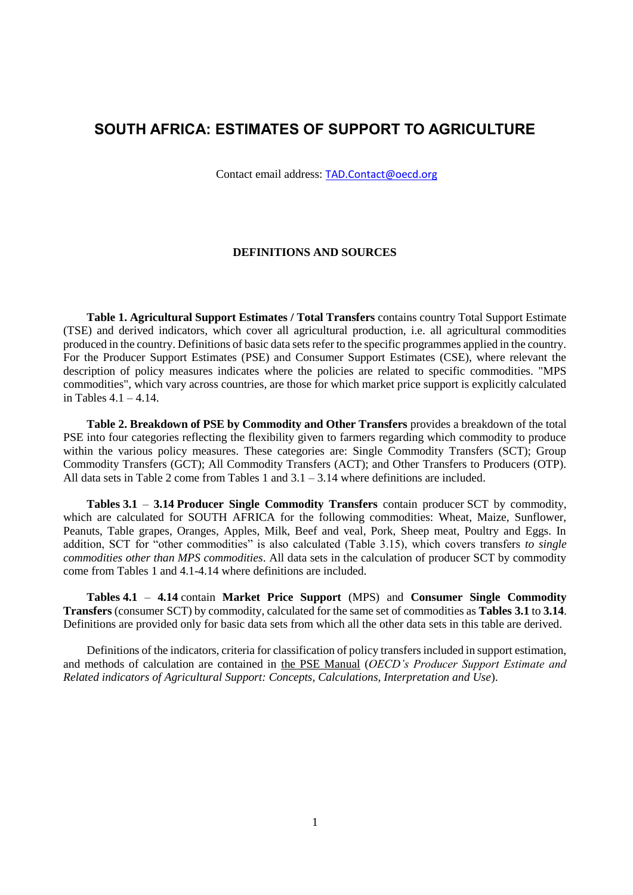# SOUTH AFRICA: ESTIMATES OF SUPPORT TO AGRICULTURE

Contact email address: TAD.Contact@oecd.org

## DEFINITIONS AND SOURCES

**Table 1. Agricultural Support Estimates / Total Transfers** contains country Total Support Estimate (TSE) and derived indicators, which cover all agricultural production, i.e. all agricultural commodities produced in the country. Definitions of basic data sets refer to the specific programmes applied in the country. For the Producer Support Estimates (PSE) and Consumer Support Estimates (CSE), where relevant the description of policy measures indicates where the policies are related to specific commodities. "MPS commodities", which vary across countries, are those for which market price support is explicitly calculated in Tables 4.1 – 4.14.

**Table 2. Breakdown of PSE by Commodity and Other Transfers** provides a breakdown of the total PSE into four categories reflecting the flexibility given to farmers regarding which commodity to produce within the various policy measures. These categories are: Single Commodity Transfers (SCT); Group Commodity Transfers (GCT); All Commodity Transfers (ACT); and Other Transfers to Producers (OTP). All data sets in Table 2 come from Tables 1 and 3.1 – 3.14 where definitions are included.

**Tables 3.1** – **3.14 Producer Single Commodity Transfers** contain producer SCT by commodity, which are calculated for SOUTH AFRICA for the following commodities: Wheat, Maize, Sunflower, Peanuts, Table grapes, Oranges, Apples, Milk, Beef and veal, Pork, Sheep meat, Poultry and Eggs. In addition, SCT for "other commodities" is also calculated (Table 3.15), which covers transfers *to single commodities other than MPS commodities*. All data sets in the calculation of producer SCT by commodity come from Tables 1 and 4.1-4.14 where definitions are included.

**Tables 4.1** – **4.14** contain **Market Price Support** (MPS) and **Consumer Single Commodity Transfers** (consumer SCT) by commodity, calculated for the same set of commodities as **Tables 3.1** to **3.14**. Definitions are provided only for basic data sets from which all the other data sets in this table are derived.

Definitions of the indicators, criteria for classification of policy transfers included in support estimation, and methods of calculation are contained in the PSE Manual (*OECD's Producer Support Estimate and Related indicators of Agricultural Support: Concepts, Calculations, Interpretation and Use*).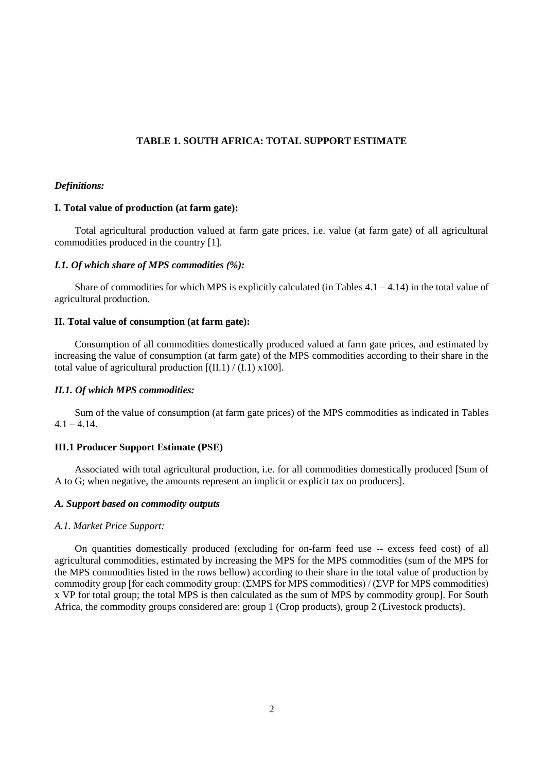## TABLE 1. SOUTH AFRICA: TOTAL SUPPORT ESTIMATE

***Definitions:***

**I. Total value of production (at farm gate):**

Total agricultural production valued at farm gate prices, i.e. value (at farm gate) of all agricultural commodities produced in the country [1].

***I.1. Of which share of MPS commodities (%):***

Share of commodities for which MPS is explicitly calculated (in Tables 4.1 – 4.14) in the total value of agricultural production.

**II. Total value of consumption (at farm gate):**

Consumption of all commodities domestically produced valued at farm gate prices, and estimated by increasing the value of consumption (at farm gate) of the MPS commodities according to their share in the total value of agricultural production [(II.1) / (I.1) x100].

***II.1. Of which MPS commodities:***

Sum of the value of consumption (at farm gate prices) of the MPS commodities as indicated in Tables 4.1 – 4.14.

**III.1 Producer Support Estimate (PSE)**

Associated with total agricultural production, i.e. for all commodities domestically produced [Sum of A to G; when negative, the amounts represent an implicit or explicit tax on producers].

***A. Support based on commodity outputs***

*A.1. Market Price Support:*

On quantities domestically produced (excluding for on-farm feed use -- excess feed cost) of all agricultural commodities, estimated by increasing the MPS for the MPS commodities (sum of the MPS for the MPS commodities listed in the rows bellow) according to their share in the total value of production by commodity group [for each commodity group: (ΣMPS for MPS commodities) / (ΣVP for MPS commodities) x VP for total group; the total MPS is then calculated as the sum of MPS by commodity group]. For South Africa, the commodity groups considered are: group 1 (Crop products), group 2 (Livestock products).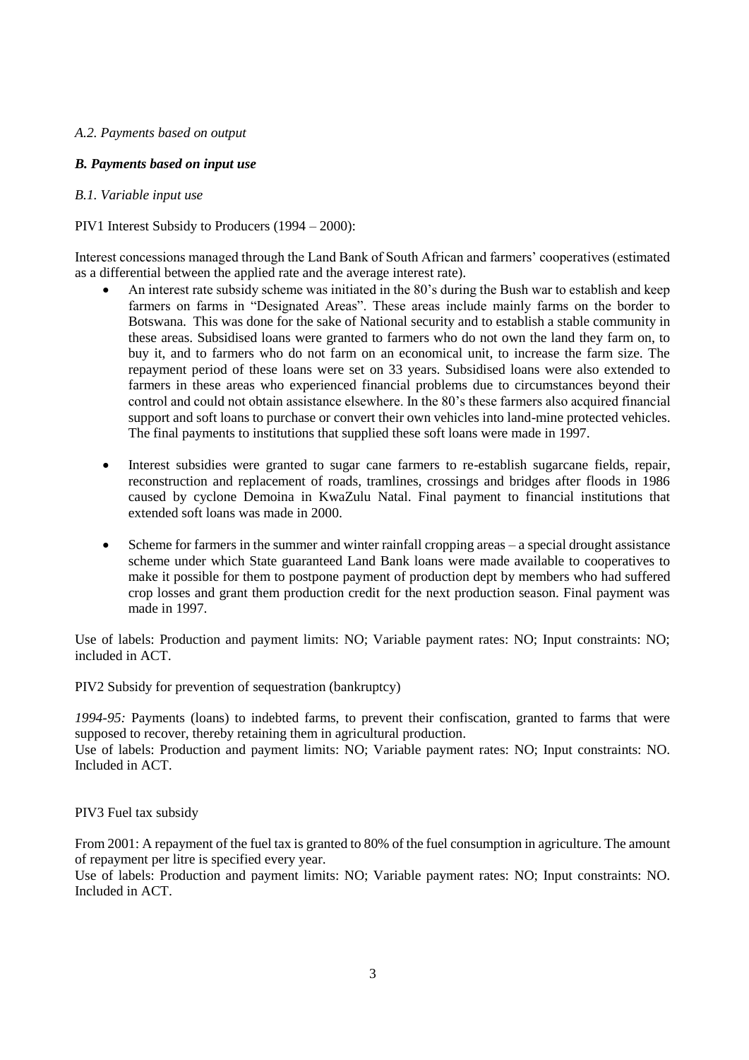*A.2. Payments based on output*

***B. Payments based on input use***

*B.1. Variable input use*

PIV1 Interest Subsidy to Producers (1994 – 2000):

Interest concessions managed through the Land Bank of South African and farmers' cooperatives (estimated as a differential between the applied rate and the average interest rate).

- An interest rate subsidy scheme was initiated in the 80's during the Bush war to establish and keep farmers on farms in "Designated Areas". These areas include mainly farms on the border to Botswana. This was done for the sake of National security and to establish a stable community in these areas. Subsidised loans were granted to farmers who do not own the land they farm on, to buy it, and to farmers who do not farm on an economical unit, to increase the farm size. The repayment period of these loans were set on 33 years. Subsidised loans were also extended to farmers in these areas who experienced financial problems due to circumstances beyond their control and could not obtain assistance elsewhere. In the 80's these farmers also acquired financial support and soft loans to purchase or convert their own vehicles into land-mine protected vehicles. The final payments to institutions that supplied these soft loans were made in 1997.

- Interest subsidies were granted to sugar cane farmers to re-establish sugarcane fields, repair, reconstruction and replacement of roads, tramlines, crossings and bridges after floods in 1986 caused by cyclone Demoina in KwaZulu Natal. Final payment to financial institutions that extended soft loans was made in 2000.

- Scheme for farmers in the summer and winter rainfall cropping areas – a special drought assistance scheme under which State guaranteed Land Bank loans were made available to cooperatives to make it possible for them to postpone payment of production dept by members who had suffered crop losses and grant them production credit for the next production season. Final payment was made in 1997.

Use of labels: Production and payment limits: NO; Variable payment rates: NO; Input constraints: NO; included in ACT.

PIV2 Subsidy for prevention of sequestration (bankruptcy)

*1994-95:* Payments (loans) to indebted farms, to prevent their confiscation, granted to farms that were supposed to recover, thereby retaining them in agricultural production.
Use of labels: Production and payment limits: NO; Variable payment rates: NO; Input constraints: NO. Included in ACT.

PIV3 Fuel tax subsidy

From 2001: A repayment of the fuel tax is granted to 80% of the fuel consumption in agriculture. The amount of repayment per litre is specified every year.
Use of labels: Production and payment limits: NO; Variable payment rates: NO; Input constraints: NO. Included in ACT.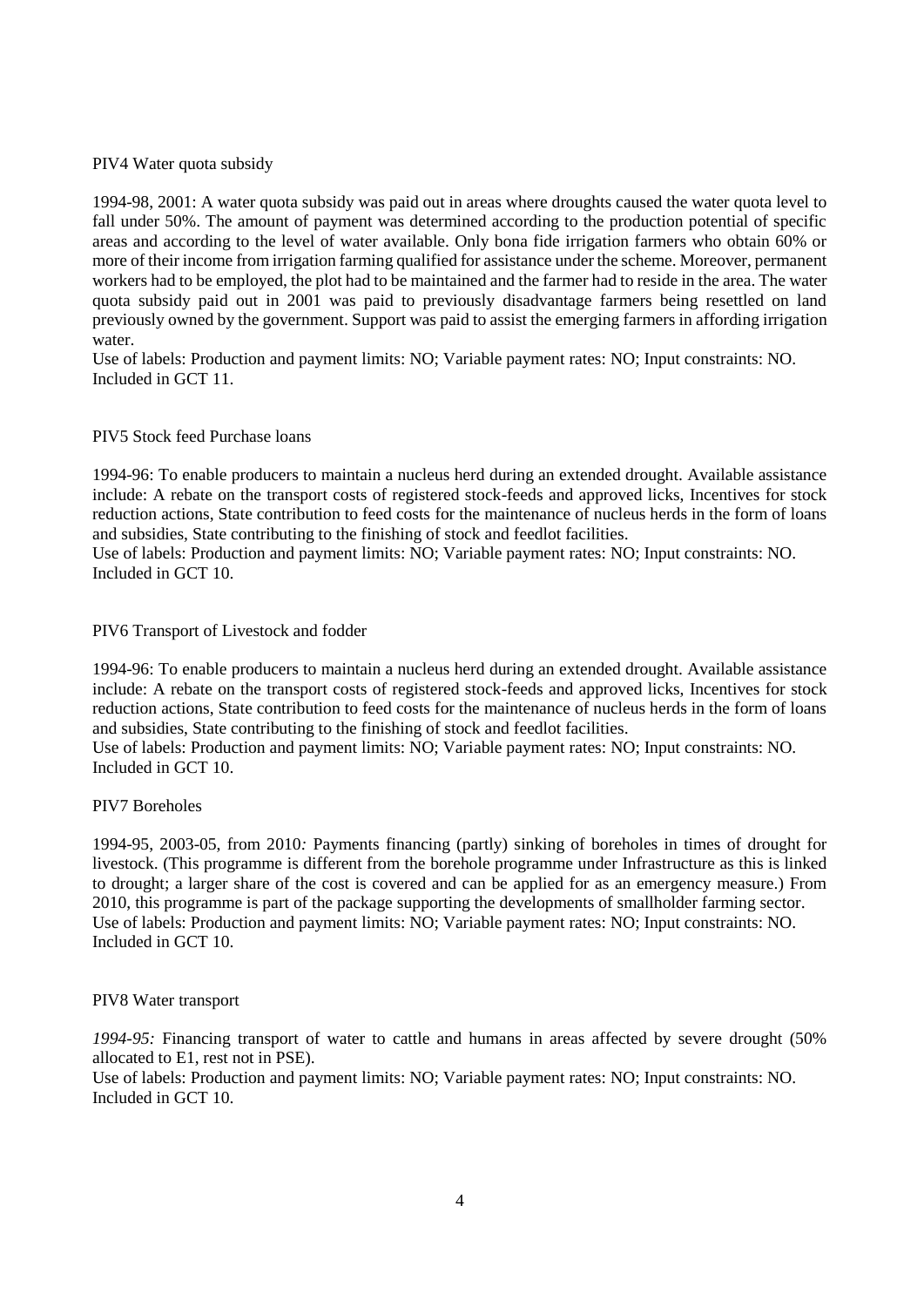PIV4 Water quota subsidy

1994-98, 2001: A water quota subsidy was paid out in areas where droughts caused the water quota level to fall under 50%. The amount of payment was determined according to the production potential of specific areas and according to the level of water available. Only bona fide irrigation farmers who obtain 60% or more of their income from irrigation farming qualified for assistance under the scheme. Moreover, permanent workers had to be employed, the plot had to be maintained and the farmer had to reside in the area. The water quota subsidy paid out in 2001 was paid to previously disadvantage farmers being resettled on land previously owned by the government. Support was paid to assist the emerging farmers in affording irrigation water.
Use of labels: Production and payment limits: NO; Variable payment rates: NO; Input constraints: NO. Included in GCT 11.

PIV5 Stock feed Purchase loans

1994-96: To enable producers to maintain a nucleus herd during an extended drought. Available assistance include: A rebate on the transport costs of registered stock-feeds and approved licks, Incentives for stock reduction actions, State contribution to feed costs for the maintenance of nucleus herds in the form of loans and subsidies, State contributing to the finishing of stock and feedlot facilities.
Use of labels: Production and payment limits: NO; Variable payment rates: NO; Input constraints: NO. Included in GCT 10.

PIV6 Transport of Livestock and fodder

1994-96: To enable producers to maintain a nucleus herd during an extended drought. Available assistance include: A rebate on the transport costs of registered stock-feeds and approved licks, Incentives for stock reduction actions, State contribution to feed costs for the maintenance of nucleus herds in the form of loans and subsidies, State contributing to the finishing of stock and feedlot facilities.
Use of labels: Production and payment limits: NO; Variable payment rates: NO; Input constraints: NO. Included in GCT 10.

PIV7 Boreholes

1994-95, 2003-05, from 2010*:* Payments financing (partly) sinking of boreholes in times of drought for livestock. (This programme is different from the borehole programme under Infrastructure as this is linked to drought; a larger share of the cost is covered and can be applied for as an emergency measure.) From 2010, this programme is part of the package supporting the developments of smallholder farming sector.
Use of labels: Production and payment limits: NO; Variable payment rates: NO; Input constraints: NO. Included in GCT 10.

PIV8 Water transport

*1994-95:* Financing transport of water to cattle and humans in areas affected by severe drought (50% allocated to E1, rest not in PSE).
Use of labels: Production and payment limits: NO; Variable payment rates: NO; Input constraints: NO. Included in GCT 10.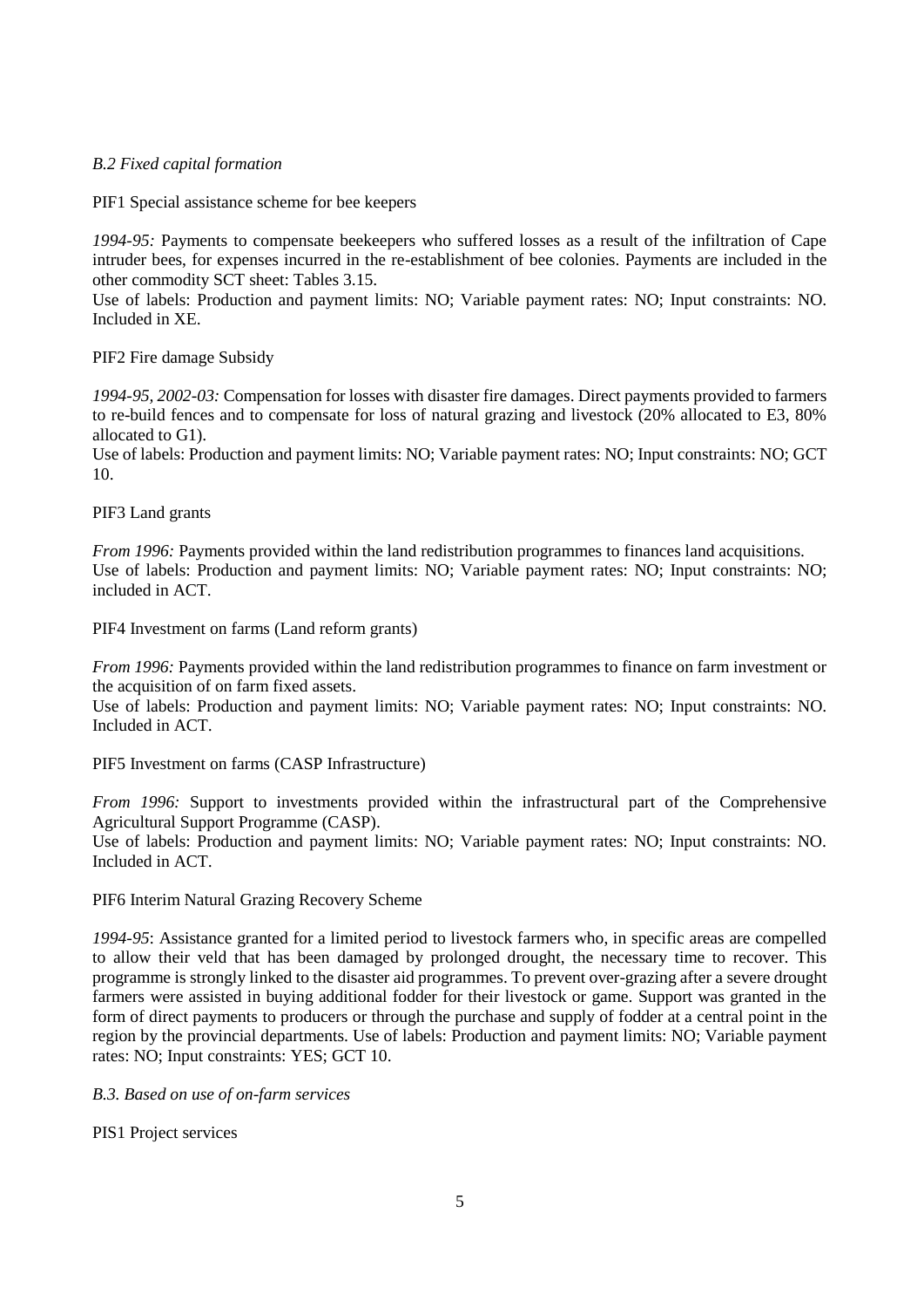*B.2 Fixed capital formation*

PIF1 Special assistance scheme for bee keepers

*1994-95:* Payments to compensate beekeepers who suffered losses as a result of the infiltration of Cape intruder bees, for expenses incurred in the re-establishment of bee colonies. Payments are included in the other commodity SCT sheet: Tables 3.15.
Use of labels: Production and payment limits: NO; Variable payment rates: NO; Input constraints: NO. Included in XE.

PIF2 Fire damage Subsidy

*1994-95, 2002-03:* Compensation for losses with disaster fire damages. Direct payments provided to farmers to re-build fences and to compensate for loss of natural grazing and livestock (20% allocated to E3, 80% allocated to G1).
Use of labels: Production and payment limits: NO; Variable payment rates: NO; Input constraints: NO; GCT 10.

PIF3 Land grants

*From 1996:* Payments provided within the land redistribution programmes to finances land acquisitions.
Use of labels: Production and payment limits: NO; Variable payment rates: NO; Input constraints: NO; included in ACT.

PIF4 Investment on farms (Land reform grants)

*From 1996:* Payments provided within the land redistribution programmes to finance on farm investment or the acquisition of on farm fixed assets.
Use of labels: Production and payment limits: NO; Variable payment rates: NO; Input constraints: NO. Included in ACT.

PIF5 Investment on farms (CASP Infrastructure)

*From 1996:* Support to investments provided within the infrastructural part of the Comprehensive Agricultural Support Programme (CASP).
Use of labels: Production and payment limits: NO; Variable payment rates: NO; Input constraints: NO. Included in ACT.

PIF6 Interim Natural Grazing Recovery Scheme

*1994-95*: Assistance granted for a limited period to livestock farmers who, in specific areas are compelled to allow their veld that has been damaged by prolonged drought, the necessary time to recover. This programme is strongly linked to the disaster aid programmes. To prevent over-grazing after a severe drought farmers were assisted in buying additional fodder for their livestock or game. Support was granted in the form of direct payments to producers or through the purchase and supply of fodder at a central point in the region by the provincial departments. Use of labels: Production and payment limits: NO; Variable payment rates: NO; Input constraints: YES; GCT 10.

*B.3. Based on use of on-farm services*

PIS1 Project services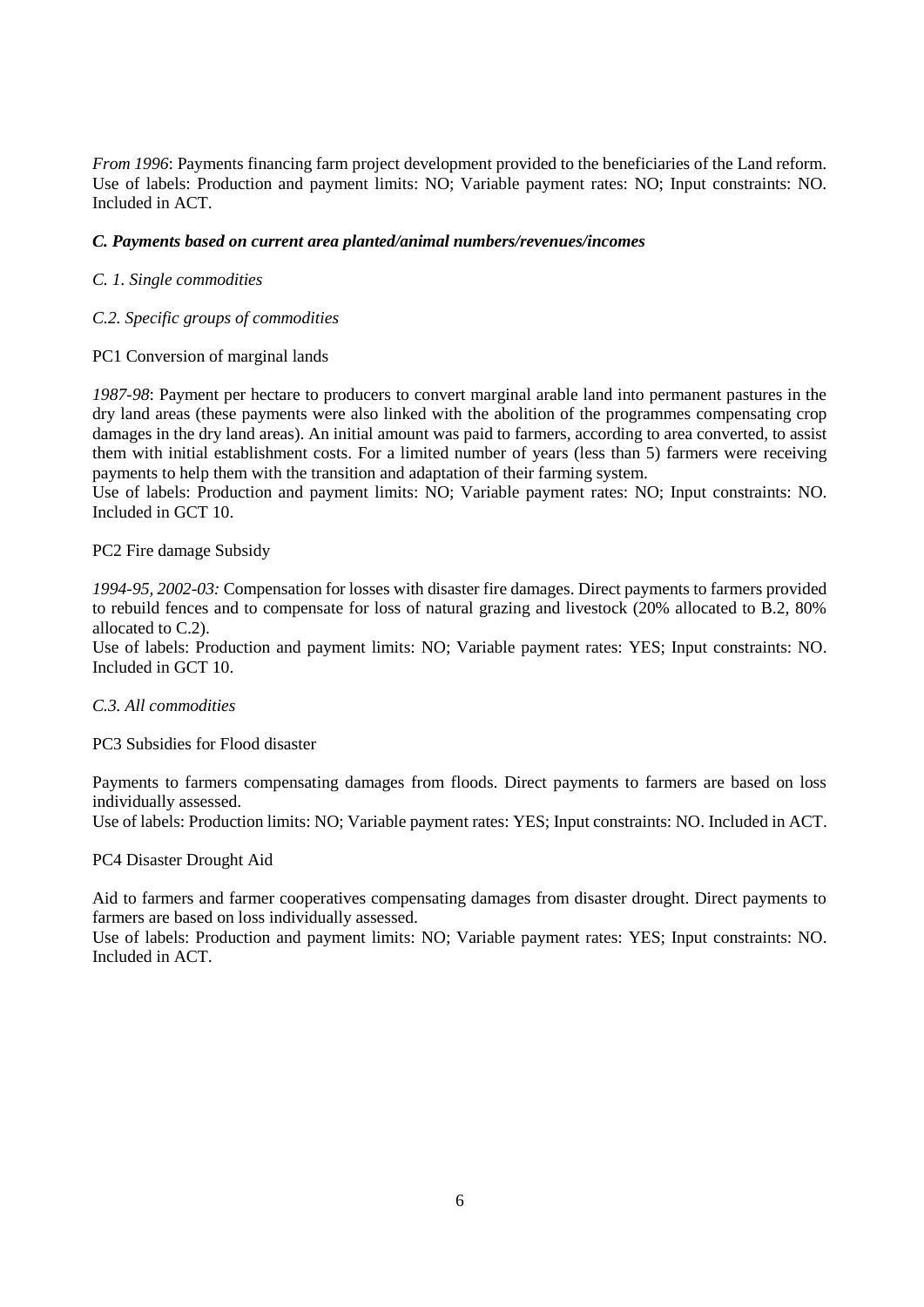*From 1996*: Payments financing farm project development provided to the beneficiaries of the Land reform. Use of labels: Production and payment limits: NO; Variable payment rates: NO; Input constraints: NO. Included in ACT.

***C. Payments based on current area planted/animal numbers/revenues/incomes***

*C. 1. Single commodities*

*C.2. Specific groups of commodities*

PC1 Conversion of marginal lands

*1987-98*: Payment per hectare to producers to convert marginal arable land into permanent pastures in the dry land areas (these payments were also linked with the abolition of the programmes compensating crop damages in the dry land areas). An initial amount was paid to farmers, according to area converted, to assist them with initial establishment costs. For a limited number of years (less than 5) farmers were receiving payments to help them with the transition and adaptation of their farming system.
Use of labels: Production and payment limits: NO; Variable payment rates: NO; Input constraints: NO. Included in GCT 10.

PC2 Fire damage Subsidy

*1994-95, 2002-03:* Compensation for losses with disaster fire damages. Direct payments to farmers provided to rebuild fences and to compensate for loss of natural grazing and livestock (20% allocated to B.2, 80% allocated to C.2).
Use of labels: Production and payment limits: NO; Variable payment rates: YES; Input constraints: NO. Included in GCT 10.

*C.3. All commodities*

PC3 Subsidies for Flood disaster

Payments to farmers compensating damages from floods. Direct payments to farmers are based on loss individually assessed.
Use of labels: Production limits: NO; Variable payment rates: YES; Input constraints: NO. Included in ACT.

PC4 Disaster Drought Aid

Aid to farmers and farmer cooperatives compensating damages from disaster drought. Direct payments to farmers are based on loss individually assessed.
Use of labels: Production and payment limits: NO; Variable payment rates: YES; Input constraints: NO. Included in ACT.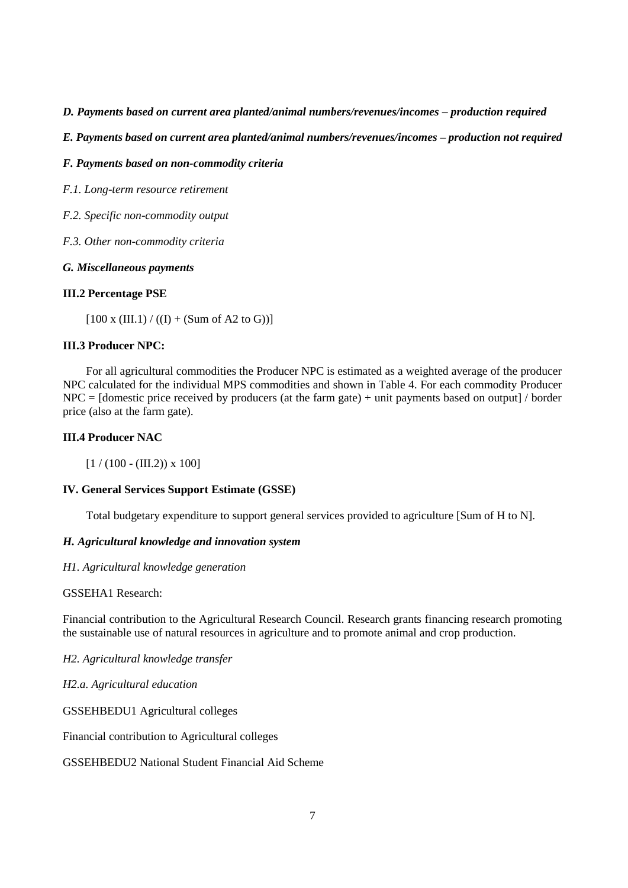***D. Payments based on current area planted/animal numbers/revenues/incomes – production required***

***E. Payments based on current area planted/animal numbers/revenues/incomes – production not required***

***F. Payments based on non-commodity criteria***

*F.1. Long-term resource retirement*

*F.2. Specific non-commodity output*

*F.3. Other non-commodity criteria*

***G. Miscellaneous payments***

**III.2 Percentage PSE**

[100 x (III.1) / ((I) + (Sum of A2 to G))]

**III.3 Producer NPC:**

For all agricultural commodities the Producer NPC is estimated as a weighted average of the producer NPC calculated for the individual MPS commodities and shown in Table 4. For each commodity Producer NPC = [domestic price received by producers (at the farm gate) + unit payments based on output] / border price (also at the farm gate).

**III.4 Producer NAC**

[1 / (100 - (III.2)) x 100]

**IV. General Services Support Estimate (GSSE)**

Total budgetary expenditure to support general services provided to agriculture [Sum of H to N].

***H. Agricultural knowledge and innovation system***

*H1. Agricultural knowledge generation*

GSSEHA1 Research:

Financial contribution to the Agricultural Research Council. Research grants financing research promoting the sustainable use of natural resources in agriculture and to promote animal and crop production.

*H2. Agricultural knowledge transfer*

*H2.a. Agricultural education*

GSSEHBEDU1 Agricultural colleges

Financial contribution to Agricultural colleges

GSSEHBEDU2 National Student Financial Aid Scheme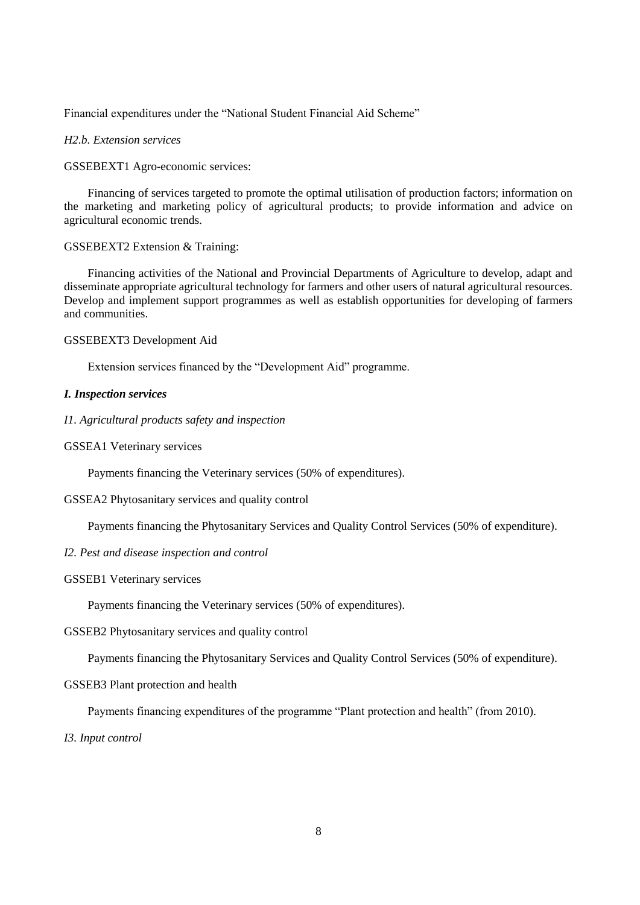Financial expenditures under the "National Student Financial Aid Scheme"

*H2.b. Extension services*

GSSEBEXT1 Agro-economic services:

Financing of services targeted to promote the optimal utilisation of production factors; information on the marketing and marketing policy of agricultural products; to provide information and advice on agricultural economic trends.

GSSEBEXT2 Extension & Training:

Financing activities of the National and Provincial Departments of Agriculture to develop, adapt and disseminate appropriate agricultural technology for farmers and other users of natural agricultural resources. Develop and implement support programmes as well as establish opportunities for developing of farmers and communities.

GSSEBEXT3 Development Aid

Extension services financed by the "Development Aid" programme.

***I. Inspection services***

*I1. Agricultural products safety and inspection*

GSSEA1 Veterinary services

Payments financing the Veterinary services (50% of expenditures).

GSSEA2 Phytosanitary services and quality control

Payments financing the Phytosanitary Services and Quality Control Services (50% of expenditure).

*I2. Pest and disease inspection and control*

GSSEB1 Veterinary services

Payments financing the Veterinary services (50% of expenditures).

GSSEB2 Phytosanitary services and quality control

Payments financing the Phytosanitary Services and Quality Control Services (50% of expenditure).

GSSEB3 Plant protection and health

Payments financing expenditures of the programme "Plant protection and health" (from 2010).

*I3. Input control*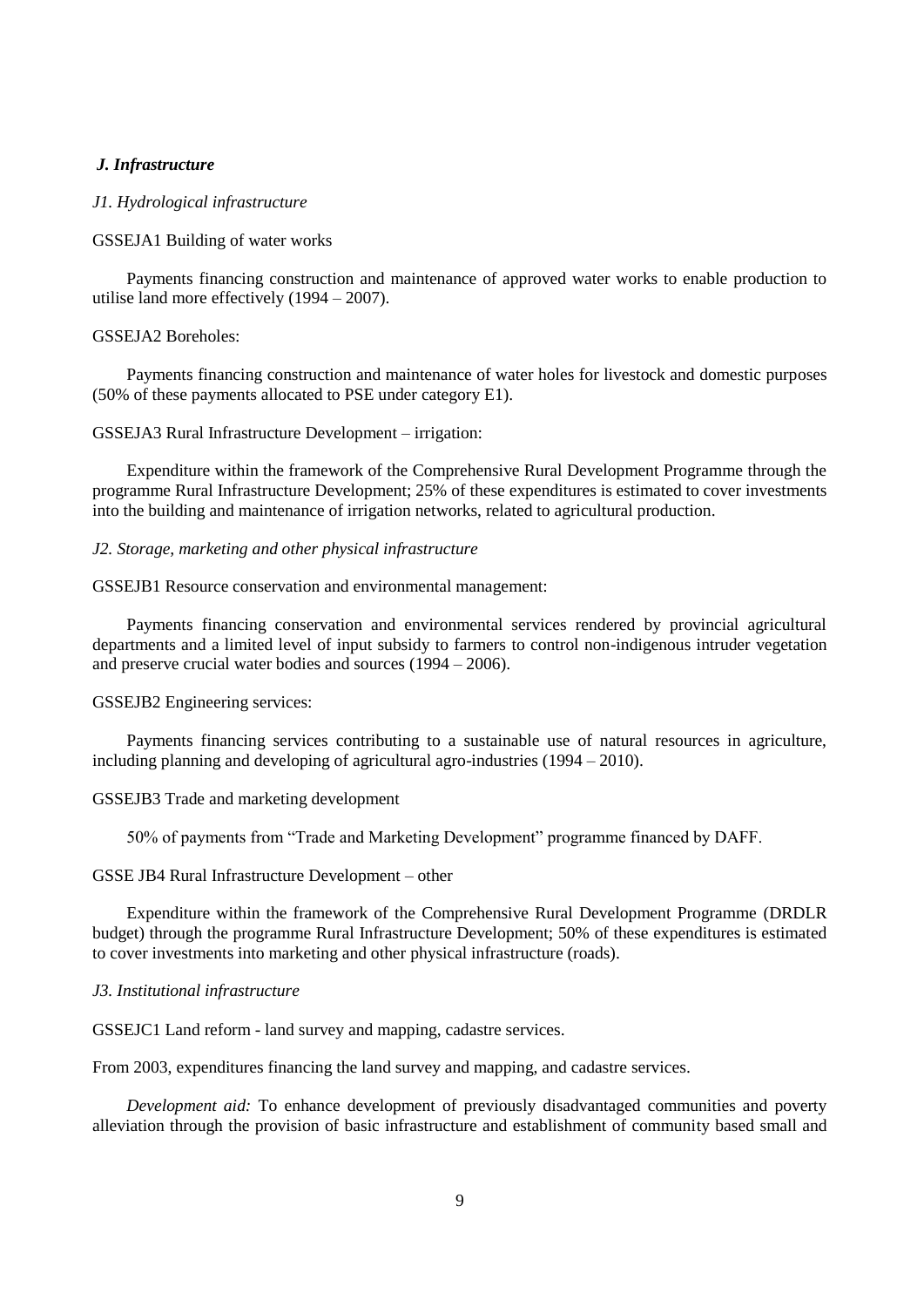### *J. Infrastructure*

*J1. Hydrological infrastructure*

GSSEJA1 Building of water works

Payments financing construction and maintenance of approved water works to enable production to utilise land more effectively (1994 – 2007).

GSSEJA2 Boreholes:

Payments financing construction and maintenance of water holes for livestock and domestic purposes (50% of these payments allocated to PSE under category E1).

GSSEJA3 Rural Infrastructure Development – irrigation:

Expenditure within the framework of the Comprehensive Rural Development Programme through the programme Rural Infrastructure Development; 25% of these expenditures is estimated to cover investments into the building and maintenance of irrigation networks, related to agricultural production.

*J2. Storage, marketing and other physical infrastructure*

GSSEJB1 Resource conservation and environmental management:

Payments financing conservation and environmental services rendered by provincial agricultural departments and a limited level of input subsidy to farmers to control non-indigenous intruder vegetation and preserve crucial water bodies and sources (1994 – 2006).

GSSEJB2 Engineering services:

Payments financing services contributing to a sustainable use of natural resources in agriculture, including planning and developing of agricultural agro-industries (1994 – 2010).

GSSEJB3 Trade and marketing development

50% of payments from "Trade and Marketing Development" programme financed by DAFF.

GSSE JB4 Rural Infrastructure Development – other

Expenditure within the framework of the Comprehensive Rural Development Programme (DRDLR budget) through the programme Rural Infrastructure Development; 50% of these expenditures is estimated to cover investments into marketing and other physical infrastructure (roads).

*J3. Institutional infrastructure*

GSSEJC1 Land reform - land survey and mapping, cadastre services.

From 2003, expenditures financing the land survey and mapping, and cadastre services.

*Development aid:* To enhance development of previously disadvantaged communities and poverty alleviation through the provision of basic infrastructure and establishment of community based small and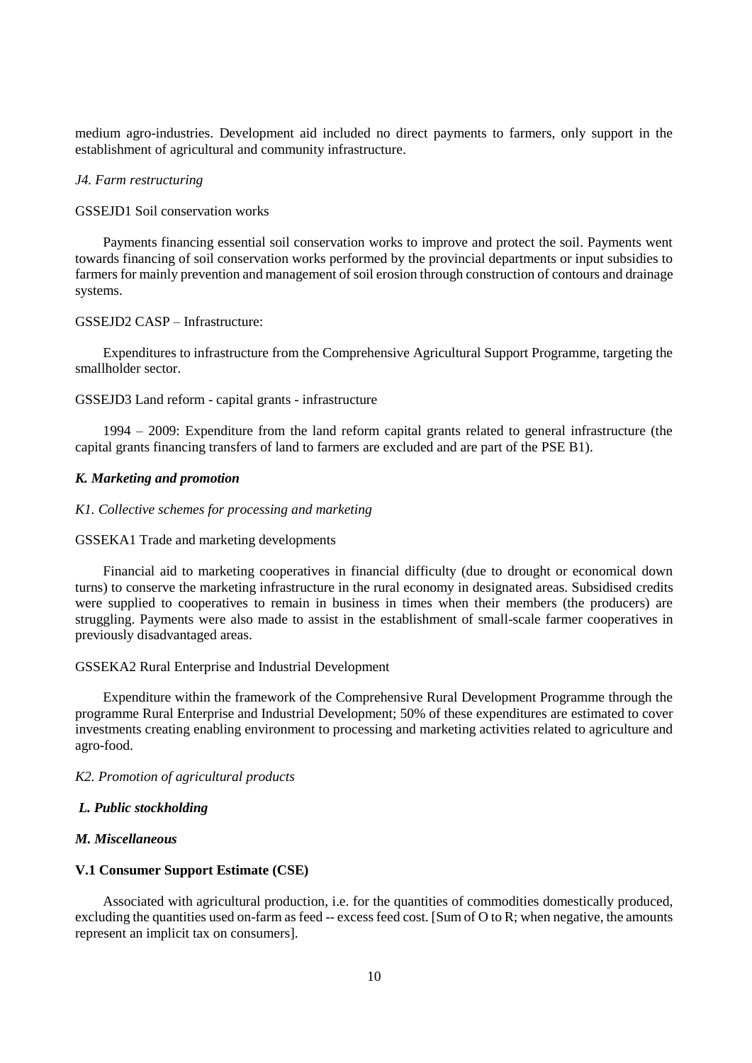medium agro-industries. Development aid included no direct payments to farmers, only support in the establishment of agricultural and community infrastructure.

*J4. Farm restructuring*

GSSEJD1 Soil conservation works

Payments financing essential soil conservation works to improve and protect the soil. Payments went towards financing of soil conservation works performed by the provincial departments or input subsidies to farmers for mainly prevention and management of soil erosion through construction of contours and drainage systems.

GSSEJD2 CASP – Infrastructure:

Expenditures to infrastructure from the Comprehensive Agricultural Support Programme, targeting the smallholder sector.

GSSEJD3 Land reform - capital grants - infrastructure

1994 – 2009: Expenditure from the land reform capital grants related to general infrastructure (the capital grants financing transfers of land to farmers are excluded and are part of the PSE B1).

***K. Marketing and promotion***

*K1. Collective schemes for processing and marketing*

GSSEKA1 Trade and marketing developments

Financial aid to marketing cooperatives in financial difficulty (due to drought or economical down turns) to conserve the marketing infrastructure in the rural economy in designated areas. Subsidised credits were supplied to cooperatives to remain in business in times when their members (the producers) are struggling. Payments were also made to assist in the establishment of small-scale farmer cooperatives in previously disadvantaged areas.

GSSEKA2 Rural Enterprise and Industrial Development

Expenditure within the framework of the Comprehensive Rural Development Programme through the programme Rural Enterprise and Industrial Development; 50% of these expenditures are estimated to cover investments creating enabling environment to processing and marketing activities related to agriculture and agro-food.

*K2. Promotion of agricultural products*

***L. Public stockholding***

***M. Miscellaneous***

**V.1 Consumer Support Estimate (CSE)**

Associated with agricultural production, i.e. for the quantities of commodities domestically produced, excluding the quantities used on-farm as feed -- excess feed cost. [Sum of O to R; when negative, the amounts represent an implicit tax on consumers].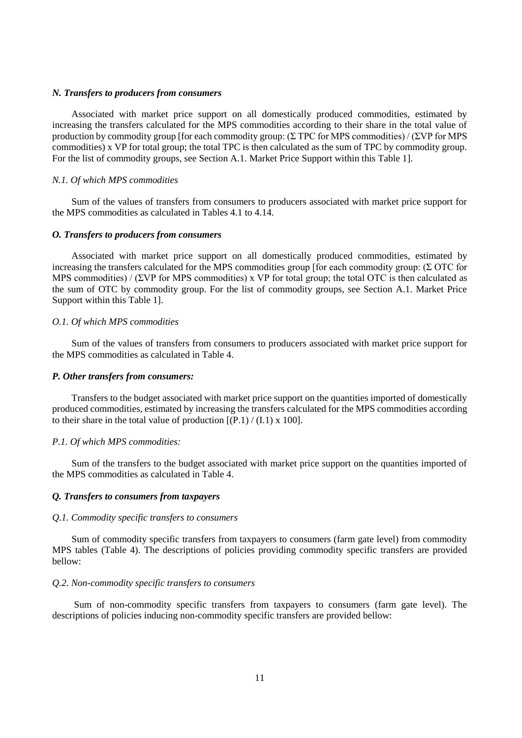***N. Transfers to producers from consumers***

Associated with market price support on all domestically produced commodities, estimated by increasing the transfers calculated for the MPS commodities according to their share in the total value of production by commodity group [for each commodity group: (Σ TPC for MPS commodities) / (ΣVP for MPS commodities) x VP for total group; the total TPC is then calculated as the sum of TPC by commodity group. For the list of commodity groups, see Section A.1. Market Price Support within this Table 1].

*N.1. Of which MPS commodities*

Sum of the values of transfers from consumers to producers associated with market price support for the MPS commodities as calculated in Tables 4.1 to 4.14.

***O. Transfers to producers from consumers***

Associated with market price support on all domestically produced commodities, estimated by increasing the transfers calculated for the MPS commodities group [for each commodity group: (Σ OTC for MPS commodities) / (ΣVP for MPS commodities) x VP for total group; the total OTC is then calculated as the sum of OTC by commodity group. For the list of commodity groups, see Section A.1. Market Price Support within this Table 1].

*O.1. Of which MPS commodities*

Sum of the values of transfers from consumers to producers associated with market price support for the MPS commodities as calculated in Table 4.

***P. Other transfers from consumers:***

Transfers to the budget associated with market price support on the quantities imported of domestically produced commodities, estimated by increasing the transfers calculated for the MPS commodities according to their share in the total value of production [(P.1) / (I.1) x 100].

*P.1. Of which MPS commodities:*

Sum of the transfers to the budget associated with market price support on the quantities imported of the MPS commodities as calculated in Table 4.

***Q. Transfers to consumers from taxpayers***

*Q.1. Commodity specific transfers to consumers*

Sum of commodity specific transfers from taxpayers to consumers (farm gate level) from commodity MPS tables (Table 4). The descriptions of policies providing commodity specific transfers are provided bellow:

*Q.2. Non-commodity specific transfers to consumers*

Sum of non-commodity specific transfers from taxpayers to consumers (farm gate level). The descriptions of policies inducing non-commodity specific transfers are provided bellow: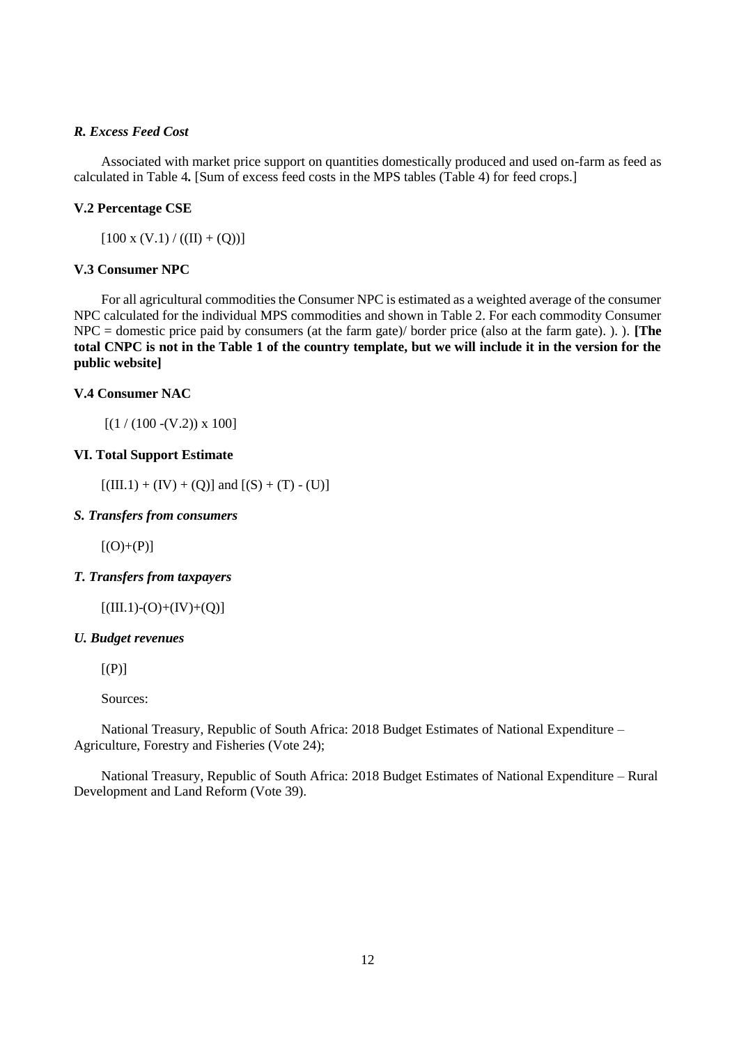*R. Excess Feed Cost*

Associated with market price support on quantities domestically produced and used on-farm as feed as calculated in Table 4**.** [Sum of excess feed costs in the MPS tables (Table 4) for feed crops.]

**V.2 Percentage CSE**

[100 x (V.1) / ((II) + (Q))]

**V.3 Consumer NPC**

For all agricultural commodities the Consumer NPC is estimated as a weighted average of the consumer NPC calculated for the individual MPS commodities and shown in Table 2. For each commodity Consumer NPC = domestic price paid by consumers (at the farm gate)/ border price (also at the farm gate). ). ). **[The total CNPC is not in the Table 1 of the country template, but we will include it in the version for the public website]**

**V.4 Consumer NAC**

[(1 / (100 -(V.2)) x 100]

**VI. Total Support Estimate**

[(III.1) + (IV) + (Q)] and [(S) + (T) - (U)]

*S. Transfers from consumers*

[(O)+(P)]

*T. Transfers from taxpayers*

[(III.1)-(O)+(IV)+(Q)]

*U. Budget revenues*

[(P)]

Sources:

National Treasury, Republic of South Africa: 2018 Budget Estimates of National Expenditure – Agriculture, Forestry and Fisheries (Vote 24);

National Treasury, Republic of South Africa: 2018 Budget Estimates of National Expenditure – Rural Development and Land Reform (Vote 39).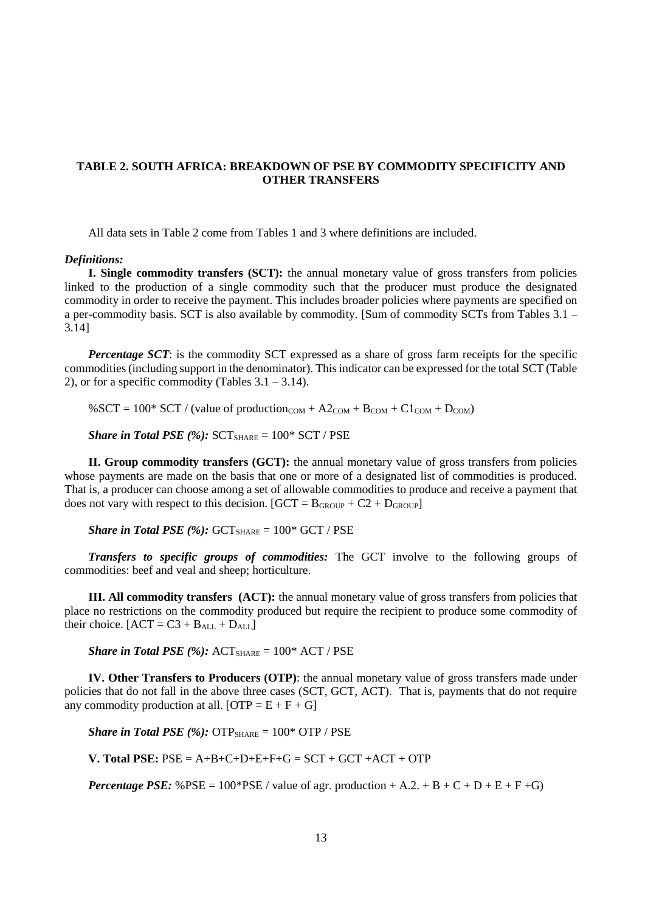## TABLE 2. SOUTH AFRICA: BREAKDOWN OF PSE BY COMMODITY SPECIFICITY AND OTHER TRANSFERS

All data sets in Table 2 come from Tables 1 and 3 where definitions are included.

***Definitions:***

**I. Single commodity transfers (SCT):** the annual monetary value of gross transfers from policies linked to the production of a single commodity such that the producer must produce the designated commodity in order to receive the payment. This includes broader policies where payments are specified on a per-commodity basis. SCT is also available by commodity. [Sum of commodity SCTs from Tables 3.1 – 3.14]

***Percentage SCT***: is the commodity SCT expressed as a share of gross farm receipts for the specific commodities (including support in the denominator). This indicator can be expressed for the total SCT (Table 2), or for a specific commodity (Tables 3.1 – 3.14).

$\%SCT = 100 * SCT / (\text{value of production}_{COM} + A2_{COM} + B_{COM} + C1_{COM} + D_{COM})$

***Share in Total PSE (%):*** $SCT_{SHARE} = 100 * SCT / PSE$

**II. Group commodity transfers (GCT):** the annual monetary value of gross transfers from policies whose payments are made on the basis that one or more of a designated list of commodities is produced. That is, a producer can choose among a set of allowable commodities to produce and receive a payment that does not vary with respect to this decision. [$GCT = B_{GROUP} + C2 + D_{GROUP}$]

***Share in Total PSE (%):*** $GCT_{SHARE} = 100 * GCT / PSE$

***Transfers to specific groups of commodities:*** The GCT involve to the following groups of commodities: beef and veal and sheep; horticulture.

**III. All commodity transfers (ACT):** the annual monetary value of gross transfers from policies that place no restrictions on the commodity produced but require the recipient to produce some commodity of their choice. [$ACT = C3 + B_{ALL} + D_{ALL}$]

***Share in Total PSE (%):*** $ACT_{SHARE} = 100 * ACT / PSE$

**IV. Other Transfers to Producers (OTP)**: the annual monetary value of gross transfers made under policies that do not fall in the above three cases (SCT, GCT, ACT). That is, payments that do not require any commodity production at all. [$OTP = E + F + G$]

***Share in Total PSE (%):*** $OTP_{SHARE} = 100 * OTP / PSE$

**V. Total PSE:** $PSE = A+B+C+D+E+F+G = SCT + GCT + ACT + OTP$

***Percentage PSE:*** $\%PSE = 100 * PSE / \text{value of agr. production} + A.2. + B + C + D + E + F + G)$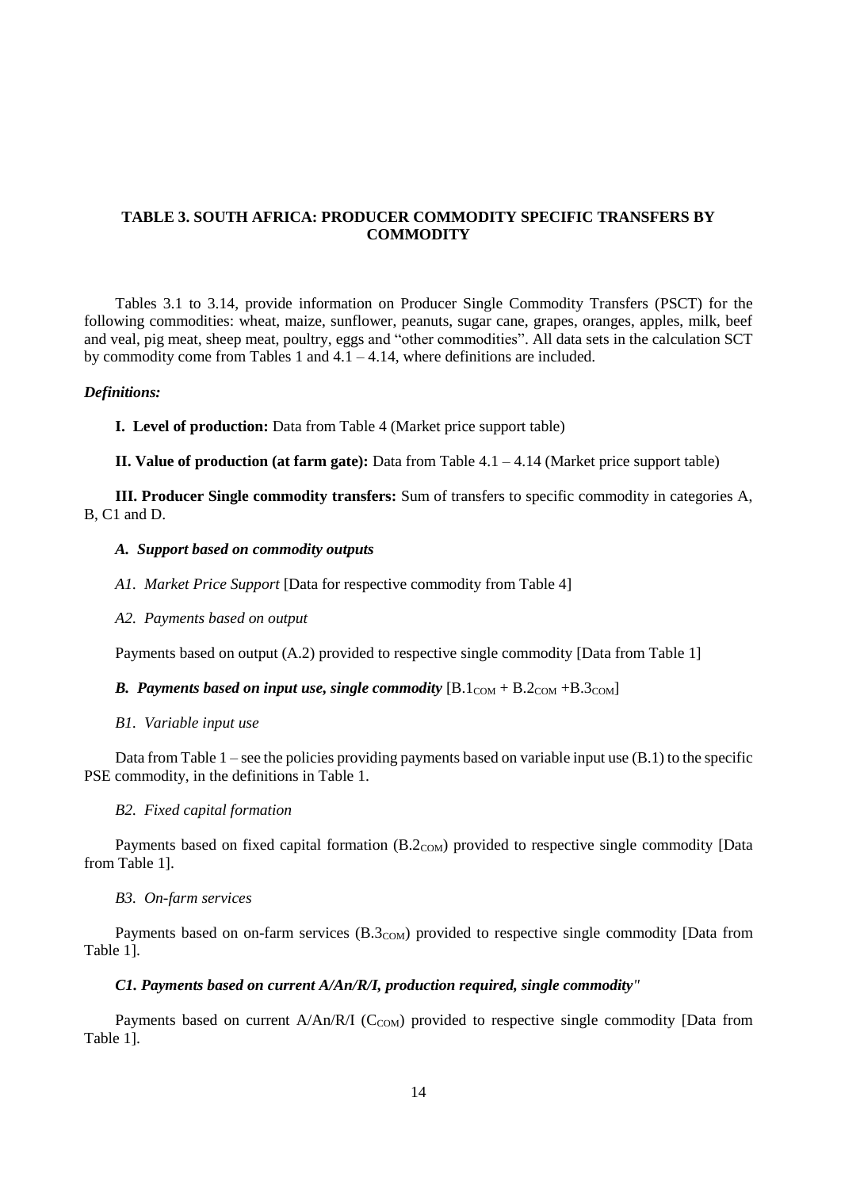## TABLE 3. SOUTH AFRICA: PRODUCER COMMODITY SPECIFIC TRANSFERS BY COMMODITY

Tables 3.1 to 3.14, provide information on Producer Single Commodity Transfers (PSCT) for the following commodities: wheat, maize, sunflower, peanuts, sugar cane, grapes, oranges, apples, milk, beef and veal, pig meat, sheep meat, poultry, eggs and "other commodities". All data sets in the calculation SCT by commodity come from Tables 1 and 4.1 – 4.14, where definitions are included.

***Definitions:***

**I. Level of production:** Data from Table 4 (Market price support table)

**II. Value of production (at farm gate):** Data from Table 4.1 – 4.14 (Market price support table)

**III. Producer Single commodity transfers:** Sum of transfers to specific commodity in categories A, B, C1 and D.

***A. Support based on commodity outputs***

*A1. Market Price Support* [Data for respective commodity from Table 4]

*A2. Payments based on output*

Payments based on output (A.2) provided to respective single commodity [Data from Table 1]

***B. Payments based on input use, single commodity*** [$B.1_{COM} + B.2_{COM} + B.3_{COM}$]

*B1. Variable input use*

Data from Table 1 – see the policies providing payments based on variable input use (B.1) to the specific PSE commodity, in the definitions in Table 1.

*B2. Fixed capital formation*

Payments based on fixed capital formation ($B.2_{COM}$) provided to respective single commodity [Data from Table 1].

*B3. On-farm services*

Payments based on on-farm services ($B.3_{COM}$) provided to respective single commodity [Data from Table 1].

***C1. Payments based on current A/An/R/I, production required, single commodity"***

Payments based on current A/An/R/I ($C_{COM}$) provided to respective single commodity [Data from Table 1].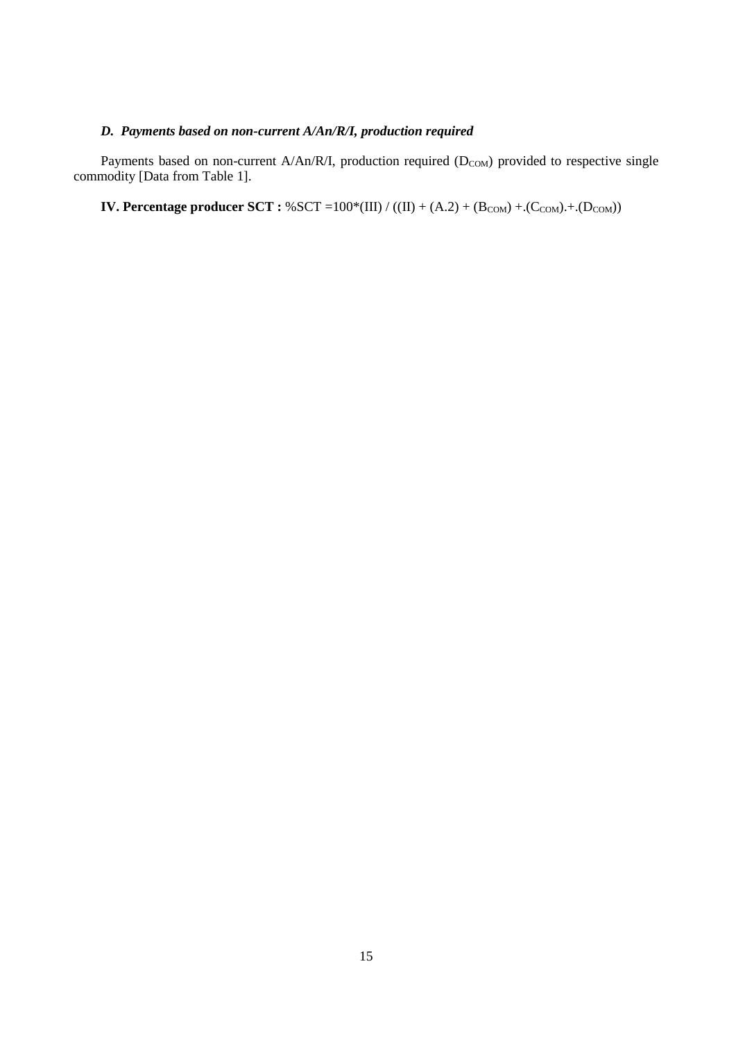### *D. Payments based on non-current A/An/R/I, production required*

Payments based on non-current A/An/R/I, production required ($D_{COM}$) provided to respective single commodity [Data from Table 1].

**IV. Percentage producer SCT :** %SCT =100*(III) / ((II) + (A.2) + ($B_{COM}$) +.($C_{COM}$).+.($D_{COM}$))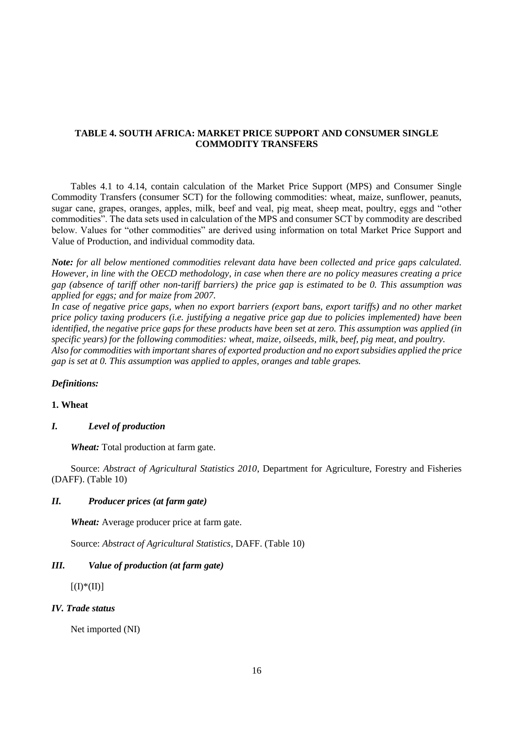## TABLE 4. SOUTH AFRICA: MARKET PRICE SUPPORT AND CONSUMER SINGLE COMMODITY TRANSFERS

Tables 4.1 to 4.14, contain calculation of the Market Price Support (MPS) and Consumer Single Commodity Transfers (consumer SCT) for the following commodities: wheat, maize, sunflower, peanuts, sugar cane, grapes, oranges, apples, milk, beef and veal, pig meat, sheep meat, poultry, eggs and "other commodities". The data sets used in calculation of the MPS and consumer SCT by commodity are described below. Values for "other commodities" are derived using information on total Market Price Support and Value of Production, and individual commodity data.

***Note:** for all below mentioned commodities relevant data have been collected and price gaps calculated. However, in line with the OECD methodology, in case when there are no policy measures creating a price gap (absence of tariff other non-tariff barriers) the price gap is estimated to be 0. This assumption was applied for eggs; and for maize from 2007.*

*In case of negative price gaps, when no export barriers (export bans, export tariffs) and no other market price policy taxing producers (i.e. justifying a negative price gap due to policies implemented) have been identified, the negative price gaps for these products have been set at zero. This assumption was applied (in specific years) for the following commodities: wheat, maize, oilseeds, milk, beef, pig meat, and poultry.*

*Also for commodities with important shares of exported production and no export subsidies applied the price gap is set at 0. This assumption was applied to apples, oranges and table grapes.*

***Definitions:***

**1. Wheat**

***I. Level of production***

***Wheat:*** Total production at farm gate.

Source: *Abstract of Agricultural Statistics 2010*, Department for Agriculture, Forestry and Fisheries (DAFF). (Table 10)

***II. Producer prices (at farm gate)***

***Wheat:*** Average producer price at farm gate.

Source: *Abstract of Agricultural Statistics*, DAFF. (Table 10)

***III. Value of production (at farm gate)***

[(I)*(II)]

***IV. Trade status***

Net imported (NI)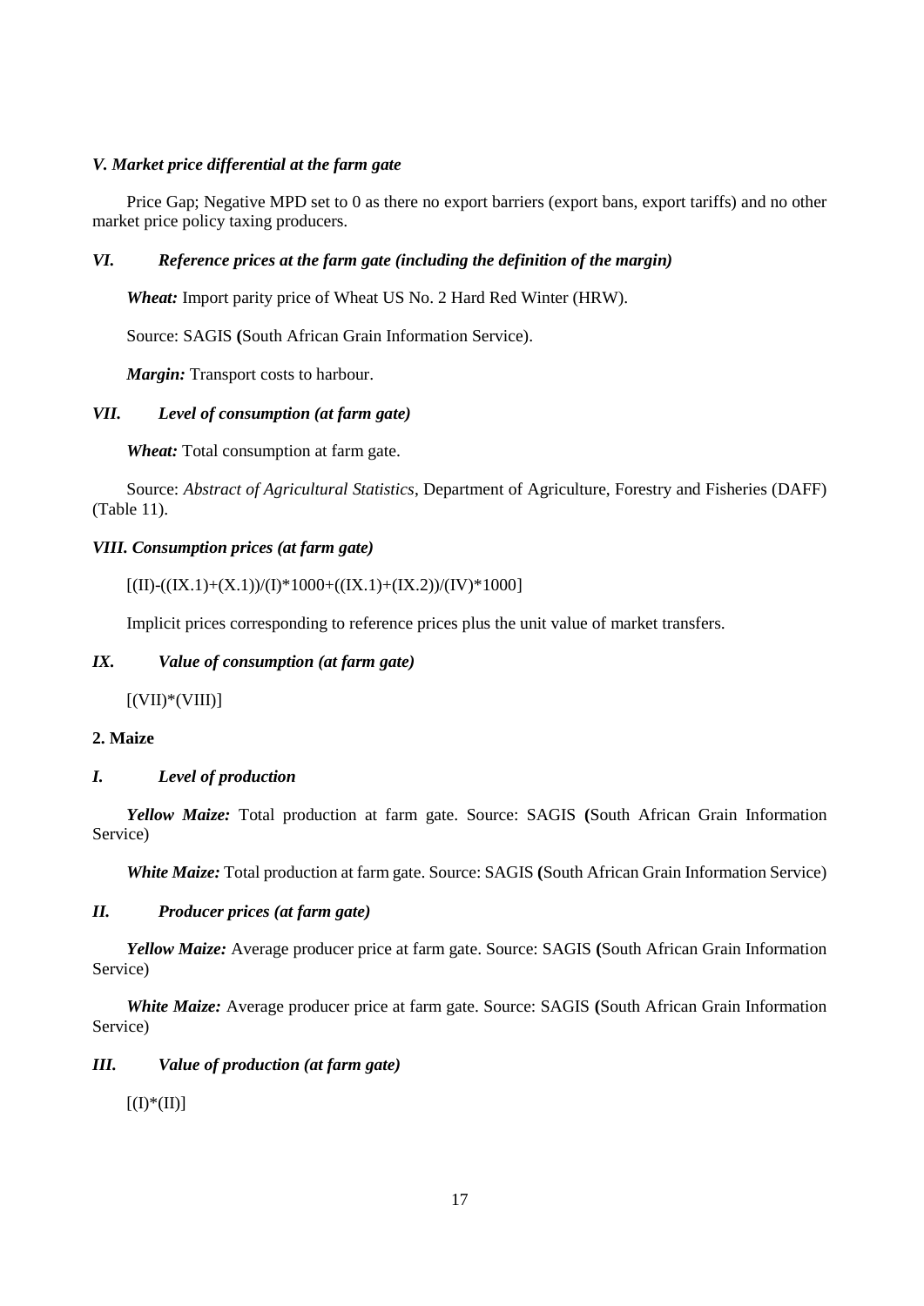#### *V. Market price differential at the farm gate*

Price Gap; Negative MPD set to 0 as there no export barriers (export bans, export tariffs) and no other market price policy taxing producers.

#### *VI. Reference prices at the farm gate (including the definition of the margin)*

***Wheat:*** Import parity price of Wheat US No. 2 Hard Red Winter (HRW).

Source: SAGIS **(**South African Grain Information Service).

***Margin:*** Transport costs to harbour.

#### *VII. Level of consumption (at farm gate)*

***Wheat:*** Total consumption at farm gate.

Source: *Abstract of Agricultural Statistics*, Department of Agriculture, Forestry and Fisheries (DAFF) (Table 11).

#### *VIII. Consumption prices (at farm gate)*

[(II)-((IX.1)+(X.1))/(I)*1000+((IX.1)+(IX.2))/(IV)*1000]

Implicit prices corresponding to reference prices plus the unit value of market transfers.

#### *IX. Value of consumption (at farm gate)*

[(VII)*(VIII)]

### 2. Maize

#### *I. Level of production*

***Yellow Maize:*** Total production at farm gate. Source: SAGIS **(**South African Grain Information Service)

***White Maize:*** Total production at farm gate. Source: SAGIS **(**South African Grain Information Service)

#### *II. Producer prices (at farm gate)*

***Yellow Maize:*** Average producer price at farm gate. Source: SAGIS **(**South African Grain Information Service)

***White Maize:*** Average producer price at farm gate. Source: SAGIS **(**South African Grain Information Service)

#### *III. Value of production (at farm gate)*

[(I)*(II)]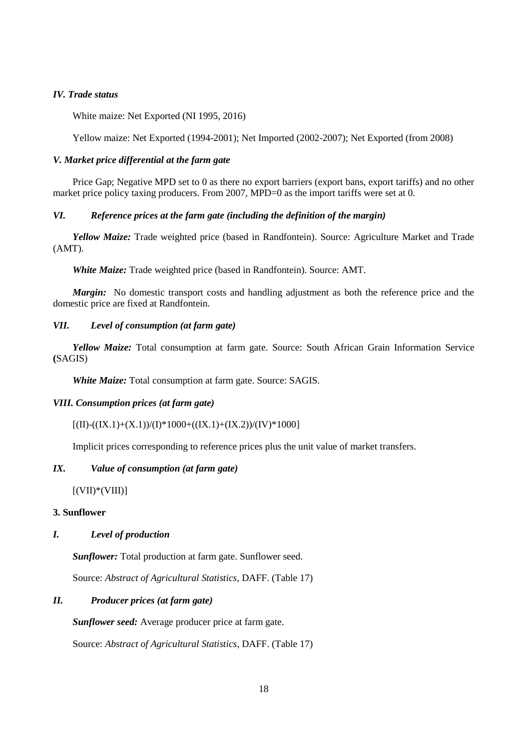#### *IV. Trade status*

White maize: Net Exported (NI 1995, 2016)

Yellow maize: Net Exported (1994-2001); Net Imported (2002-2007); Net Exported (from 2008)

#### *V. Market price differential at the farm gate*

Price Gap; Negative MPD set to 0 as there no export barriers (export bans, export tariffs) and no other market price policy taxing producers. From 2007, MPD=0 as the import tariffs were set at 0.

#### *VI. Reference prices at the farm gate (including the definition of the margin)*

***Yellow Maize:*** Trade weighted price (based in Randfontein). Source: Agriculture Market and Trade (AMT).

***White Maize:*** Trade weighted price (based in Randfontein). Source: AMT.

***Margin:*** No domestic transport costs and handling adjustment as both the reference price and the domestic price are fixed at Randfontein.

#### *VII. Level of consumption (at farm gate)*

***Yellow Maize:*** Total consumption at farm gate. Source: South African Grain Information Service (SAGIS)

***White Maize:*** Total consumption at farm gate. Source: SAGIS.

#### *VIII. Consumption prices (at farm gate)*

[(II)-((IX.1)+(X.1))/(I)*1000+((IX.1)+(IX.2))/(IV)*1000]

Implicit prices corresponding to reference prices plus the unit value of market transfers.

#### *IX. Value of consumption (at farm gate)*

[(VII)*(VIII)]

### 3. Sunflower

#### *I. Level of production*

***Sunflower:*** Total production at farm gate. Sunflower seed.

Source: *Abstract of Agricultural Statistics*, DAFF. (Table 17)

#### *II. Producer prices (at farm gate)*

***Sunflower seed:*** Average producer price at farm gate.

Source: *Abstract of Agricultural Statistics*, DAFF. (Table 17)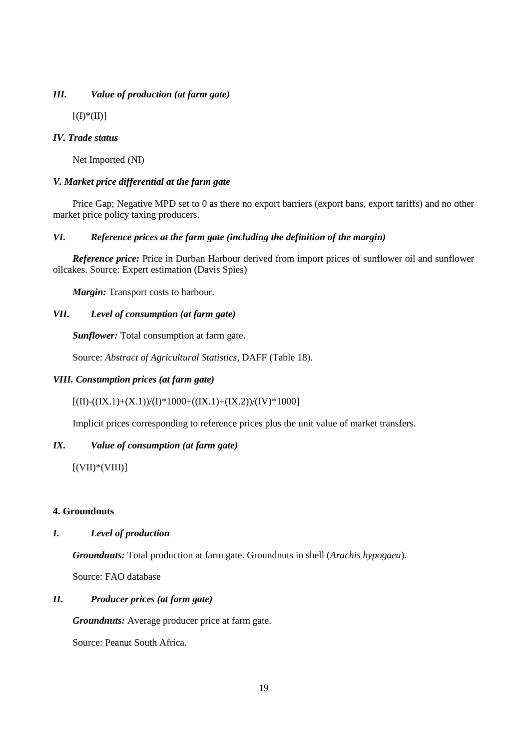### *III. Value of production (at farm gate)*

[(I)*(II)]

### *IV. Trade status*

Net Imported (NI)

### *V. Market price differential at the farm gate*

Price Gap; Negative MPD set to 0 as there no export barriers (export bans, export tariffs) and no other market price policy taxing producers.

### *VI. Reference prices at the farm gate (including the definition of the margin)*

***Reference price:*** Price in Durban Harbour derived from import prices of sunflower oil and sunflower oilcakes. Source: Expert estimation (Davis Spies)

***Margin:*** Transport costs to harbour.

### *VII. Level of consumption (at farm gate)*

***Sunflower:*** Total consumption at farm gate.

Source: *Abstract of Agricultural Statistics*, DAFF (Table 18).

### *VIII. Consumption prices (at farm gate)*

[(II)-((IX.1)+(X.1))/(I)*1000+((IX.1)+(IX.2))/(IV)*1000]

Implicit prices corresponding to reference prices plus the unit value of market transfers.

### *IX. Value of consumption (at farm gate)*

[(VII)*(VIII)]

## 4. Groundnuts

### *I. Level of production*

***Groundnuts:*** Total production at farm gate. Groundnuts in shell (*Arachis hypogaea*).

Source: FAO database

### *II. Producer prices (at farm gate)*

***Groundnuts:*** Average producer price at farm gate.

Source: Peanut South Africa.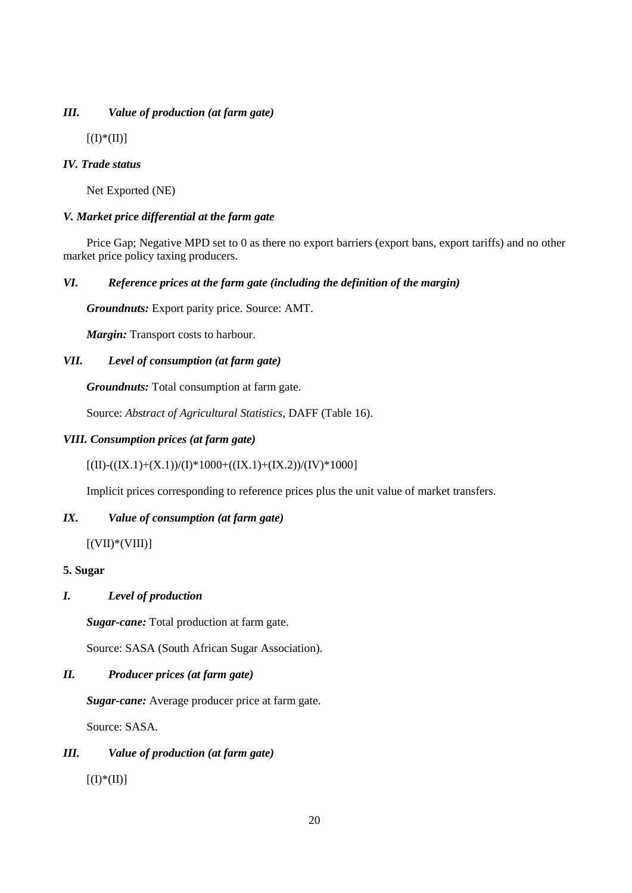### *III. Value of production (at farm gate)*

[(I)*(II)]

### *IV. Trade status*

Net Exported (NE)

### *V. Market price differential at the farm gate*

Price Gap; Negative MPD set to 0 as there no export barriers (export bans, export tariffs) and no other market price policy taxing producers.

### *VI. Reference prices at the farm gate (including the definition of the margin)*

***Groundnuts:*** Export parity price. Source: AMT.

***Margin:*** Transport costs to harbour.

### *VII. Level of consumption (at farm gate)*

***Groundnuts:*** Total consumption at farm gate.

Source: *Abstract of Agricultural Statistics*, DAFF (Table 16).

### *VIII. Consumption prices (at farm gate)*

[(II)-((IX.1)+(X.1))/(I)*1000+((IX.1)+(IX.2))/(IV)*1000]

Implicit prices corresponding to reference prices plus the unit value of market transfers.

### *IX. Value of consumption (at farm gate)*

[(VII)*(VIII)]

## **5. Sugar**

### *I. Level of production*

***Sugar-cane:*** Total production at farm gate.

Source: SASA (South African Sugar Association).

### *II. Producer prices (at farm gate)*

***Sugar-cane:*** Average producer price at farm gate.

Source: SASA.

### *III. Value of production (at farm gate)*

[(I)*(II)]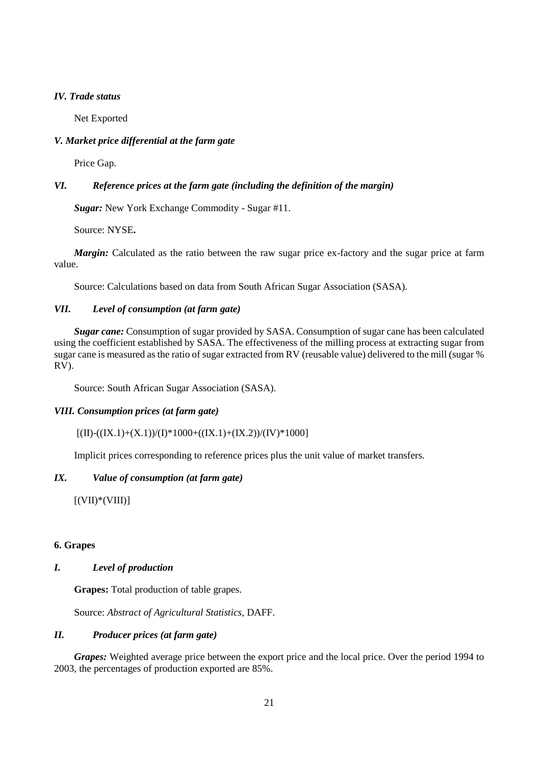### *IV. Trade status*

Net Exported

### *V. Market price differential at the farm gate*

Price Gap.

### *VI. Reference prices at the farm gate (including the definition of the margin)*

***Sugar:*** New York Exchange Commodity - Sugar #11.

Source: NYSE**.**

***Margin:*** Calculated as the ratio between the raw sugar price ex-factory and the sugar price at farm value.

Source: Calculations based on data from South African Sugar Association (SASA).

### *VII. Level of consumption (at farm gate)*

***Sugar cane:*** Consumption of sugar provided by SASA. Consumption of sugar cane has been calculated using the coefficient established by SASA. The effectiveness of the milling process at extracting sugar from sugar cane is measured as the ratio of sugar extracted from RV (reusable value) delivered to the mill (sugar % RV).

Source: South African Sugar Association (SASA).

### *VIII. Consumption prices (at farm gate)*

[(II)-((IX.1)+(X.1))/(I)*1000+((IX.1)+(IX.2))/(IV)*1000]

Implicit prices corresponding to reference prices plus the unit value of market transfers.

### *IX. Value of consumption (at farm gate)*

[(VII)*(VIII)]

## 6. Grapes

### *I. Level of production*

**Grapes:** Total production of table grapes.

Source: *Abstract of Agricultural Statistics,* DAFF.

### *II. Producer prices (at farm gate)*

***Grapes:*** Weighted average price between the export price and the local price. Over the period 1994 to 2003, the percentages of production exported are 85%.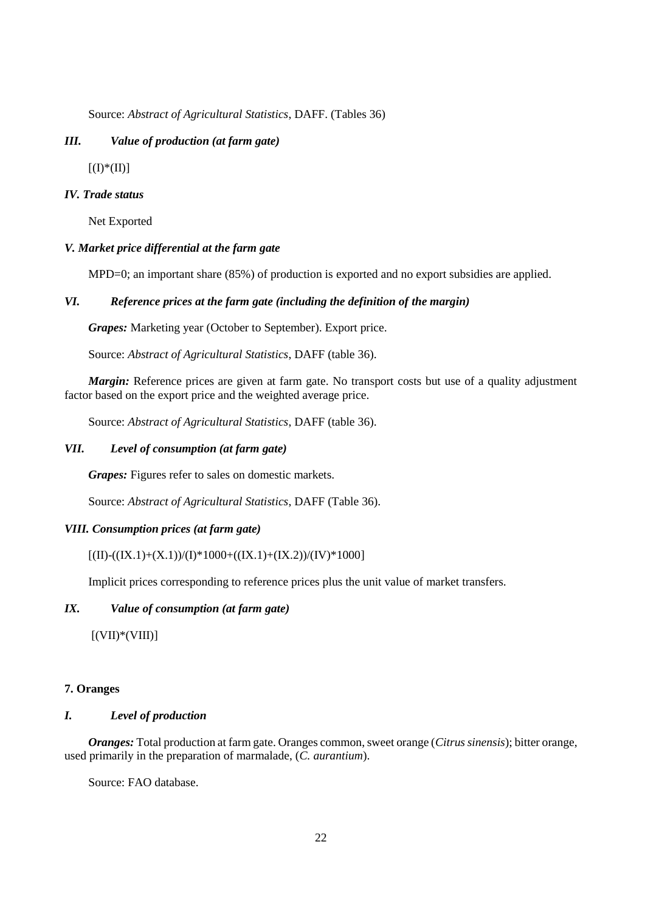Source: *Abstract of Agricultural Statistics*, DAFF. (Tables 36)

### *III. Value of production (at farm gate)*

[(I)*(II)]

### *IV. Trade status*

Net Exported

### *V. Market price differential at the farm gate*

MPD=0; an important share (85%) of production is exported and no export subsidies are applied.

### *VI. Reference prices at the farm gate (including the definition of the margin)*

***Grapes:*** Marketing year (October to September). Export price.

Source: *Abstract of Agricultural Statistics*, DAFF (table 36).

***Margin:*** Reference prices are given at farm gate. No transport costs but use of a quality adjustment factor based on the export price and the weighted average price.

Source: *Abstract of Agricultural Statistics*, DAFF (table 36).

### *VII. Level of consumption (at farm gate)*

***Grapes:*** Figures refer to sales on domestic markets.

Source: *Abstract of Agricultural Statistics*, DAFF (Table 36).

### *VIII. Consumption prices (at farm gate)*

[(II)-((IX.1)+(X.1))/(I)*1000+((IX.1)+(IX.2))/(IV)*1000]

Implicit prices corresponding to reference prices plus the unit value of market transfers.

### *IX. Value of consumption (at farm gate)*

[(VII)*(VIII)]

## 7. Oranges

### *I. Level of production*

***Oranges:*** Total production at farm gate. Oranges common, sweet orange (*Citrus sinensis*); bitter orange, used primarily in the preparation of marmalade, (*C. aurantium*).

Source: FAO database.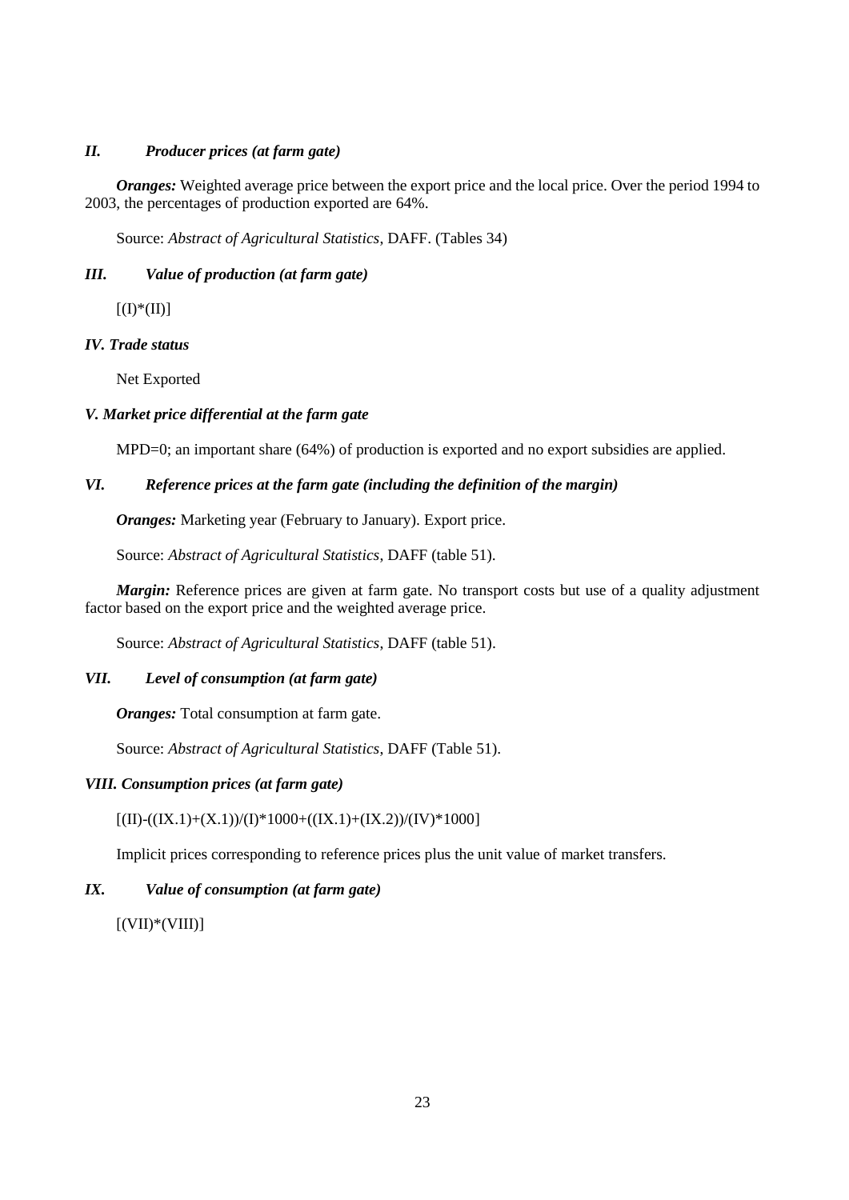### *II. Producer prices (at farm gate)*

***Oranges:*** Weighted average price between the export price and the local price. Over the period 1994 to 2003, the percentages of production exported are 64%.

Source: *Abstract of Agricultural Statistics*, DAFF. (Tables 34)

### *III. Value of production (at farm gate)*

[(I)*(II)]

### *IV. Trade status*

Net Exported

### *V. Market price differential at the farm gate*

MPD=0; an important share (64%) of production is exported and no export subsidies are applied.

### *VI. Reference prices at the farm gate (including the definition of the margin)*

***Oranges:*** Marketing year (February to January). Export price.

Source: *Abstract of Agricultural Statistics*, DAFF (table 51).

***Margin:*** Reference prices are given at farm gate. No transport costs but use of a quality adjustment factor based on the export price and the weighted average price.

Source: *Abstract of Agricultural Statistics*, DAFF (table 51).

### *VII. Level of consumption (at farm gate)*

***Oranges:*** Total consumption at farm gate.

Source: *Abstract of Agricultural Statistics*, DAFF (Table 51).

### *VIII. Consumption prices (at farm gate)*

[(II)-((IX.1)+(X.1))/(I)*1000+((IX.1)+(IX.2))/(IV)*1000]

Implicit prices corresponding to reference prices plus the unit value of market transfers.

### *IX. Value of consumption (at farm gate)*

[(VII)*(VIII)]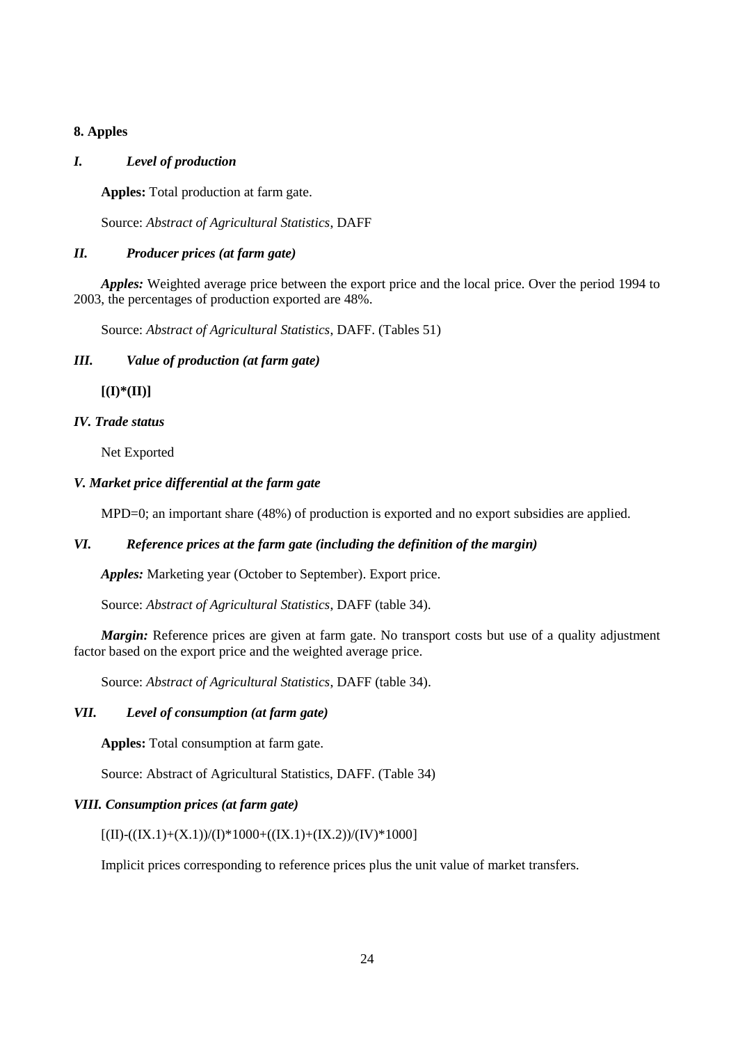**8. Apples**

### *I. Level of production*

**Apples:** Total production at farm gate.

Source: *Abstract of Agricultural Statistics*, DAFF

### *II. Producer prices (at farm gate)*

***Apples:*** Weighted average price between the export price and the local price. Over the period 1994 to 2003, the percentages of production exported are 48%.

Source: *Abstract of Agricultural Statistics*, DAFF. (Tables 51)

### *III. Value of production (at farm gate)*

**[(I)*(II)]**

### *IV. Trade status*

Net Exported

### *V. Market price differential at the farm gate*

MPD=0; an important share (48%) of production is exported and no export subsidies are applied.

### *VI. Reference prices at the farm gate (including the definition of the margin)*

***Apples:*** Marketing year (October to September). Export price.

Source: *Abstract of Agricultural Statistics*, DAFF (table 34).

***Margin:*** Reference prices are given at farm gate. No transport costs but use of a quality adjustment factor based on the export price and the weighted average price.

Source: *Abstract of Agricultural Statistics*, DAFF (table 34).

### *VII. Level of consumption (at farm gate)*

**Apples:** Total consumption at farm gate.

Source: Abstract of Agricultural Statistics, DAFF. (Table 34)

### *VIII. Consumption prices (at farm gate)*

[(II)-((IX.1)+(X.1))/(I)*1000+((IX.1)+(IX.2))/(IV)*1000]

Implicit prices corresponding to reference prices plus the unit value of market transfers.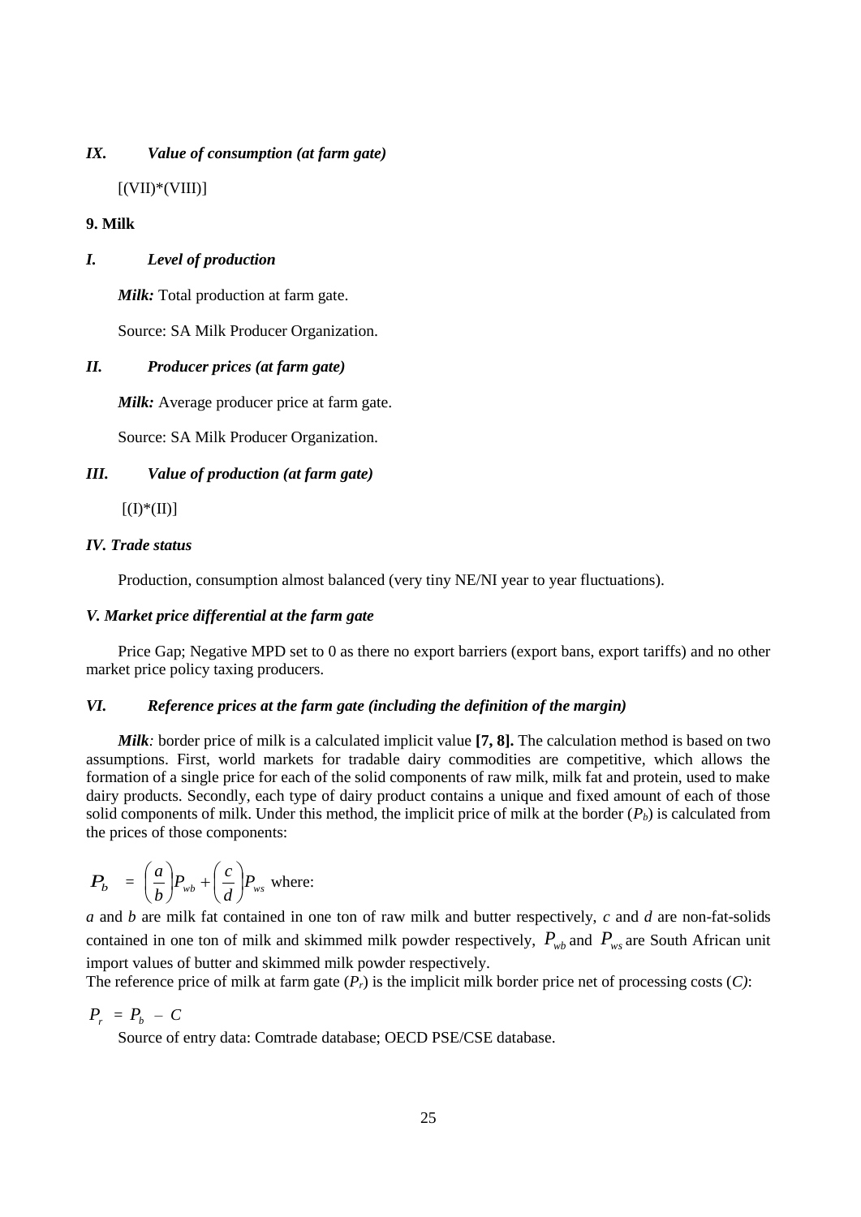### *IX. Value of consumption (at farm gate)*

[(VII)*(VIII)]

### 9. Milk

#### *I. Level of production*

***Milk:*** Total production at farm gate.

Source: SA Milk Producer Organization.

#### *II. Producer prices (at farm gate)*

***Milk:*** Average producer price at farm gate.

Source: SA Milk Producer Organization.

#### *III. Value of production (at farm gate)*

[(I)*(II)]

#### *IV. Trade status*

Production, consumption almost balanced (very tiny NE/NI year to year fluctuations).

#### *V. Market price differential at the farm gate*

Price Gap; Negative MPD set to 0 as there no export barriers (export bans, export tariffs) and no other market price policy taxing producers.

#### *VI. Reference prices at the farm gate (including the definition of the margin)*

***Milk**:* border price of milk is a calculated implicit value **[7, 8].** The calculation method is based on two assumptions. First, world markets for tradable dairy commodities are competitive, which allows the formation of a single price for each of the solid components of raw milk, milk fat and protein, used to make dairy products. Secondly, each type of dairy product contains a unique and fixed amount of each of those solid components of milk. Under this method, the implicit price of milk at the border ($P_b$) is calculated from the prices of those components:

$$P_b = \left(\frac{a}{b}\right)P_{wb} + \left(\frac{c}{d}\right)P_{ws} \text{ where:}$$

$a$ and $b$ are milk fat contained in one ton of raw milk and butter respectively, $c$ and $d$ are non-fat-solids contained in one ton of milk and skimmed milk powder respectively, $P_{wb}$ and $P_{ws}$ are South African unit import values of butter and skimmed milk powder respectively.

The reference price of milk at farm gate ($P_r$) is the implicit milk border price net of processing costs ($C$):

$$P_r = P_b - C$$

Source of entry data: Comtrade database; OECD PSE/CSE database.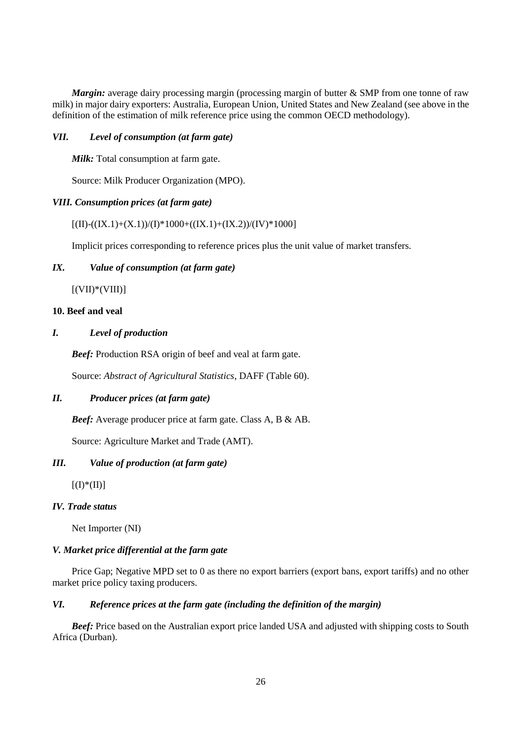***Margin:*** average dairy processing margin (processing margin of butter & SMP from one tonne of raw milk) in major dairy exporters: Australia, European Union, United States and New Zealand (see above in the definition of the estimation of milk reference price using the common OECD methodology).

### *VII. Level of consumption (at farm gate)*

***Milk:*** Total consumption at farm gate.

Source: Milk Producer Organization (MPO).

### *VIII. Consumption prices (at farm gate)*

[(II)-((IX.1)+(X.1))/(I)*1000+((IX.1)+(IX.2))/(IV)*1000]

Implicit prices corresponding to reference prices plus the unit value of market transfers.

### *IX. Value of consumption (at farm gate)*

[(VII)*(VIII)]

## 10. Beef and veal

### *I. Level of production*

***Beef:*** Production RSA origin of beef and veal at farm gate.

Source: *Abstract of Agricultural Statistics*, DAFF (Table 60).

### *II. Producer prices (at farm gate)*

***Beef:*** Average producer price at farm gate. Class A, B & AB.

Source: Agriculture Market and Trade (AMT).

### *III. Value of production (at farm gate)*

[(I)*(II)]

### *IV. Trade status*

Net Importer (NI)

### *V. Market price differential at the farm gate*

Price Gap; Negative MPD set to 0 as there no export barriers (export bans, export tariffs) and no other market price policy taxing producers.

### *VI. Reference prices at the farm gate (including the definition of the margin)*

***Beef:*** Price based on the Australian export price landed USA and adjusted with shipping costs to South Africa (Durban).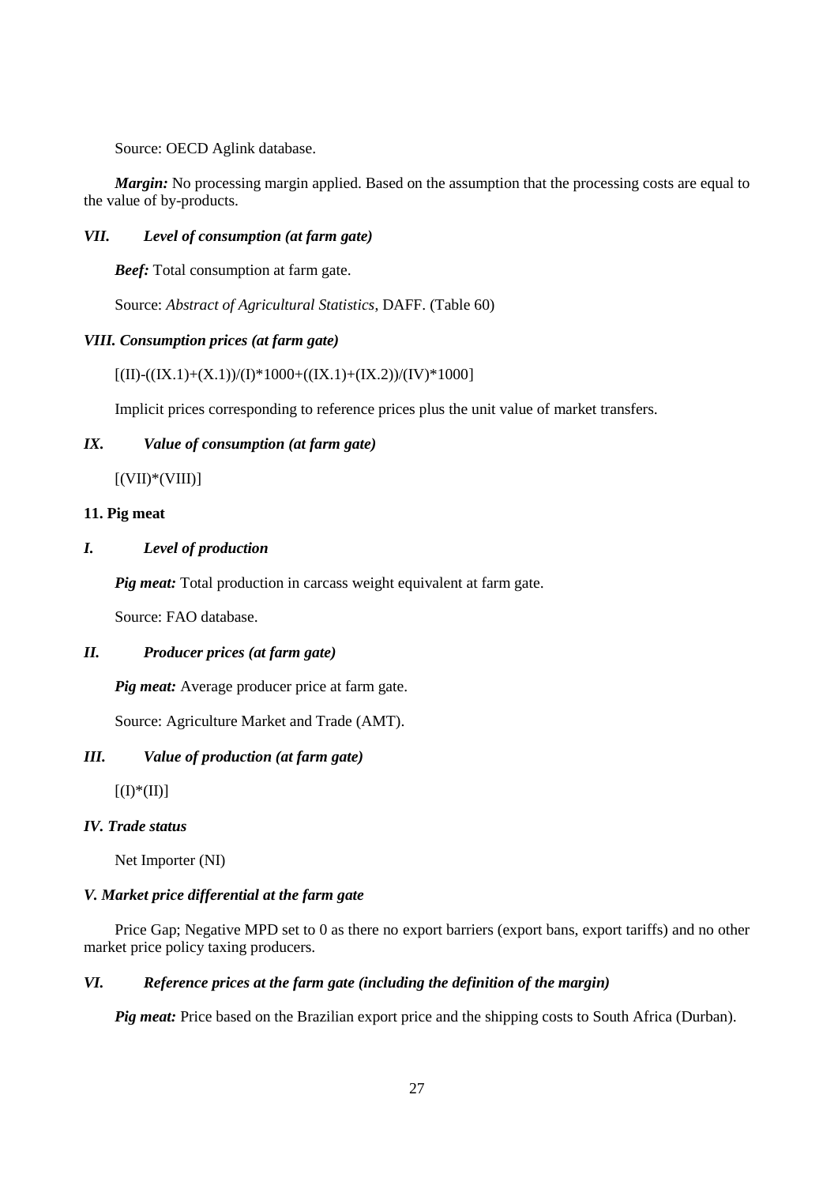Source: OECD Aglink database.

***Margin:*** No processing margin applied. Based on the assumption that the processing costs are equal to the value of by-products.

### *VII. Level of consumption (at farm gate)*

***Beef:*** Total consumption at farm gate.

Source: *Abstract of Agricultural Statistics*, DAFF. (Table 60)

### *VIII. Consumption prices (at farm gate)*

[(II)-((IX.1)+(X.1))/(I)*1000+((IX.1)+(IX.2))/(IV)*1000]

Implicit prices corresponding to reference prices plus the unit value of market transfers.

### *IX. Value of consumption (at farm gate)*

[(VII)*(VIII)]

## 11. Pig meat

### *I. Level of production*

***Pig meat:*** Total production in carcass weight equivalent at farm gate.

Source: FAO database.

### *II. Producer prices (at farm gate)*

***Pig meat:*** Average producer price at farm gate.

Source: Agriculture Market and Trade (AMT).

### *III. Value of production (at farm gate)*

[(I)*(II)]

### *IV. Trade status*

Net Importer (NI)

### *V. Market price differential at the farm gate*

Price Gap; Negative MPD set to 0 as there no export barriers (export bans, export tariffs) and no other market price policy taxing producers.

### *VI. Reference prices at the farm gate (including the definition of the margin)*

***Pig meat:*** Price based on the Brazilian export price and the shipping costs to South Africa (Durban).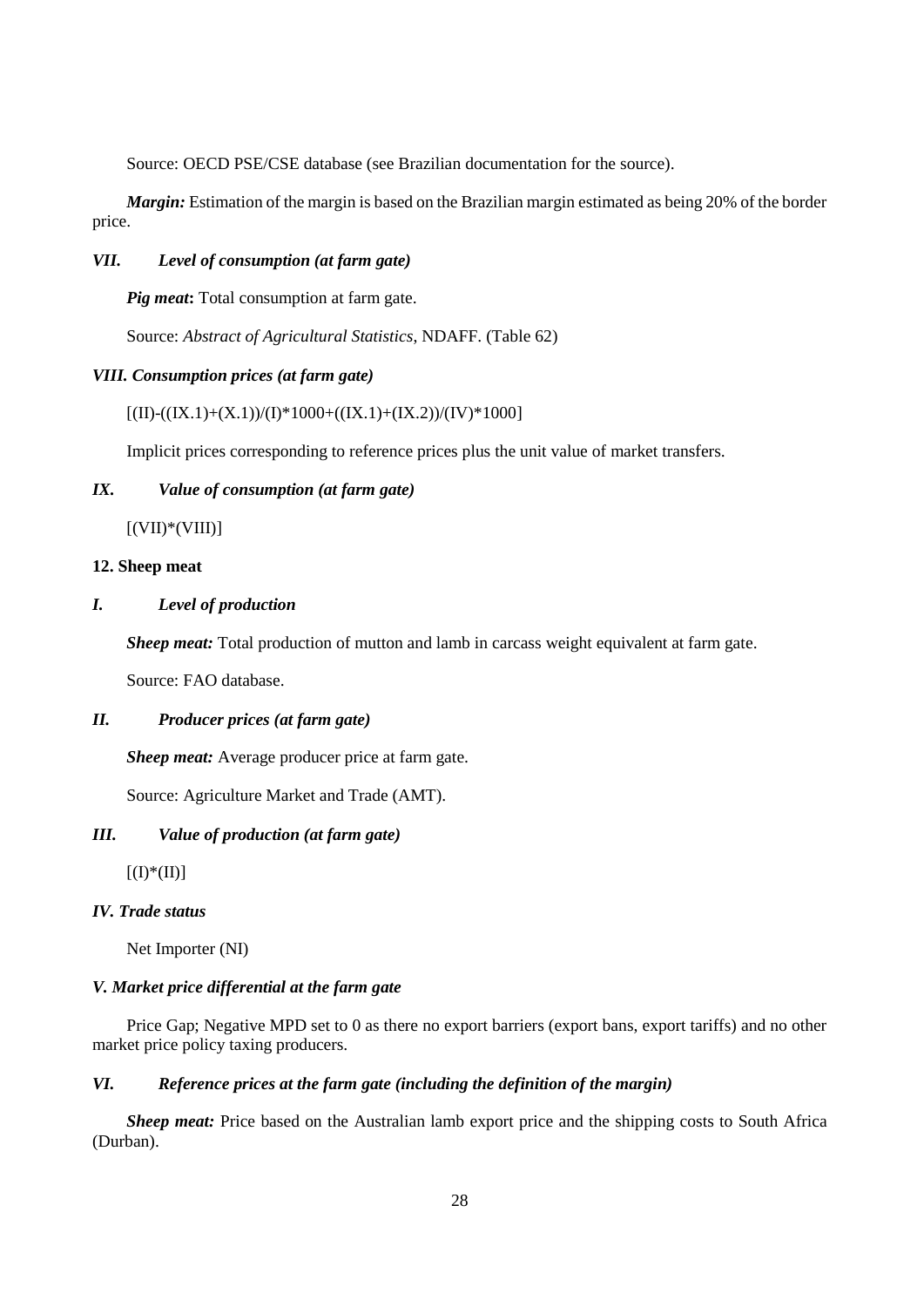Source: OECD PSE/CSE database (see Brazilian documentation for the source).

***Margin:*** Estimation of the margin is based on the Brazilian margin estimated as being 20% of the border price.

### *VII. Level of consumption (at farm gate)*

***Pig meat*:** Total consumption at farm gate.

Source: *Abstract of Agricultural Statistics*, NDAFF. (Table 62)

### *VIII. Consumption prices (at farm gate)*

[(II)-((IX.1)+(X.1))/(I)*1000+((IX.1)+(IX.2))/(IV)*1000]

Implicit prices corresponding to reference prices plus the unit value of market transfers.

### *IX. Value of consumption (at farm gate)*

[(VII)*(VIII)]

## 12. Sheep meat

### *I. Level of production*

***Sheep meat:*** Total production of mutton and lamb in carcass weight equivalent at farm gate.

Source: FAO database.

### *II. Producer prices (at farm gate)*

***Sheep meat:*** Average producer price at farm gate.

Source: Agriculture Market and Trade (AMT).

### *III. Value of production (at farm gate)*

[(I)*(II)]

### *IV. Trade status*

Net Importer (NI)

### *V. Market price differential at the farm gate*

Price Gap; Negative MPD set to 0 as there no export barriers (export bans, export tariffs) and no other market price policy taxing producers.

### *VI. Reference prices at the farm gate (including the definition of the margin)*

***Sheep meat:*** Price based on the Australian lamb export price and the shipping costs to South Africa (Durban).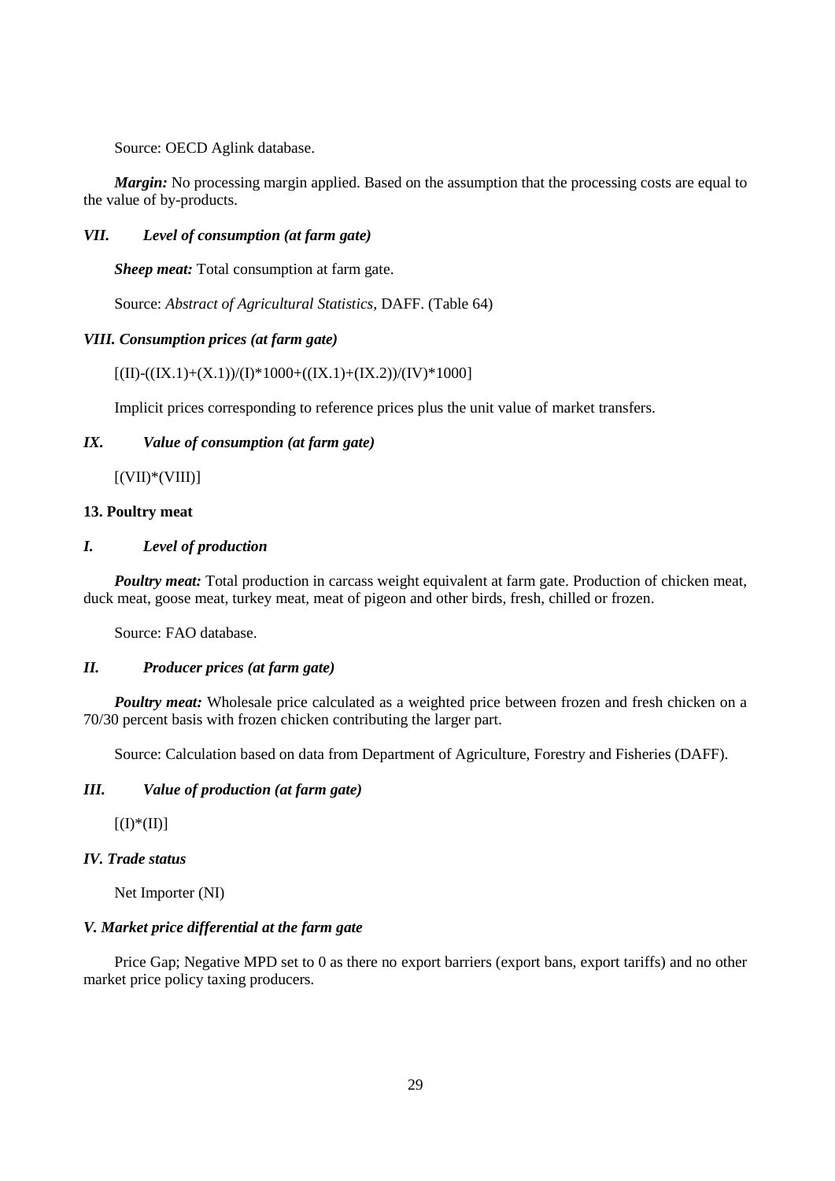Source: OECD Aglink database.

***Margin:*** No processing margin applied. Based on the assumption that the processing costs are equal to the value of by-products.

### *VII. Level of consumption (at farm gate)*

***Sheep meat:*** Total consumption at farm gate.

Source: *Abstract of Agricultural Statistics*, DAFF. (Table 64)

### *VIII. Consumption prices (at farm gate)*

[(II)-((IX.1)+(X.1))/(I)*1000+((IX.1)+(IX.2))/(IV)*1000]

Implicit prices corresponding to reference prices plus the unit value of market transfers.

### *IX. Value of consumption (at farm gate)*

[(VII)*(VIII)]

## 13. Poultry meat

### *I. Level of production*

***Poultry meat:*** Total production in carcass weight equivalent at farm gate. Production of chicken meat, duck meat, goose meat, turkey meat, meat of pigeon and other birds, fresh, chilled or frozen.

Source: FAO database.

### *II. Producer prices (at farm gate)*

***Poultry meat:*** Wholesale price calculated as a weighted price between frozen and fresh chicken on a 70/30 percent basis with frozen chicken contributing the larger part.

Source: Calculation based on data from Department of Agriculture, Forestry and Fisheries (DAFF).

### *III. Value of production (at farm gate)*

[(I)*(II)]

### *IV. Trade status*

Net Importer (NI)

### *V. Market price differential at the farm gate*

Price Gap; Negative MPD set to 0 as there no export barriers (export bans, export tariffs) and no other market price policy taxing producers.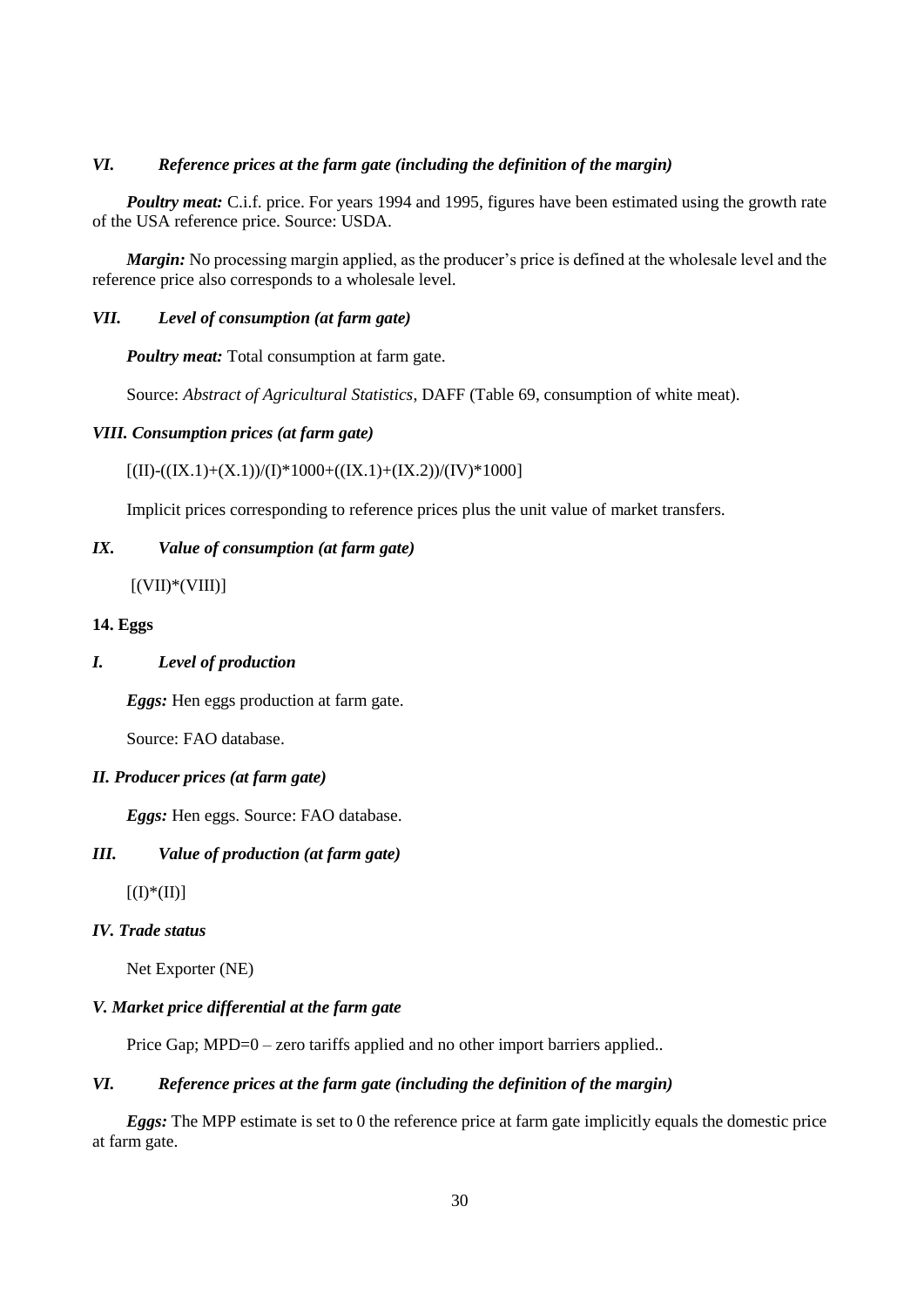### *VI. Reference prices at the farm gate (including the definition of the margin)*

***Poultry meat:*** C.i.f. price. For years 1994 and 1995, figures have been estimated using the growth rate of the USA reference price. Source: USDA.

***Margin:*** No processing margin applied, as the producer's price is defined at the wholesale level and the reference price also corresponds to a wholesale level.

### *VII. Level of consumption (at farm gate)*

***Poultry meat:*** Total consumption at farm gate.

Source: *Abstract of Agricultural Statistics*, DAFF (Table 69, consumption of white meat).

### *VIII. Consumption prices (at farm gate)*

[(II)-((IX.1)+(X.1))/(I)*1000+((IX.1)+(IX.2))/(IV)*1000]

Implicit prices corresponding to reference prices plus the unit value of market transfers.

### *IX. Value of consumption (at farm gate)*

[(VII)*(VIII)]

## 14. Eggs

### *I. Level of production*

***Eggs:*** Hen eggs production at farm gate.

Source: FAO database.

### *II. Producer prices (at farm gate)*

***Eggs:*** Hen eggs. Source: FAO database.

### *III. Value of production (at farm gate)*

[(I)*(II)]

### *IV. Trade status*

Net Exporter (NE)

### *V. Market price differential at the farm gate*

Price Gap; MPD=0 – zero tariffs applied and no other import barriers applied..

### *VI. Reference prices at the farm gate (including the definition of the margin)*

***Eggs:*** The MPP estimate is set to 0 the reference price at farm gate implicitly equals the domestic price at farm gate.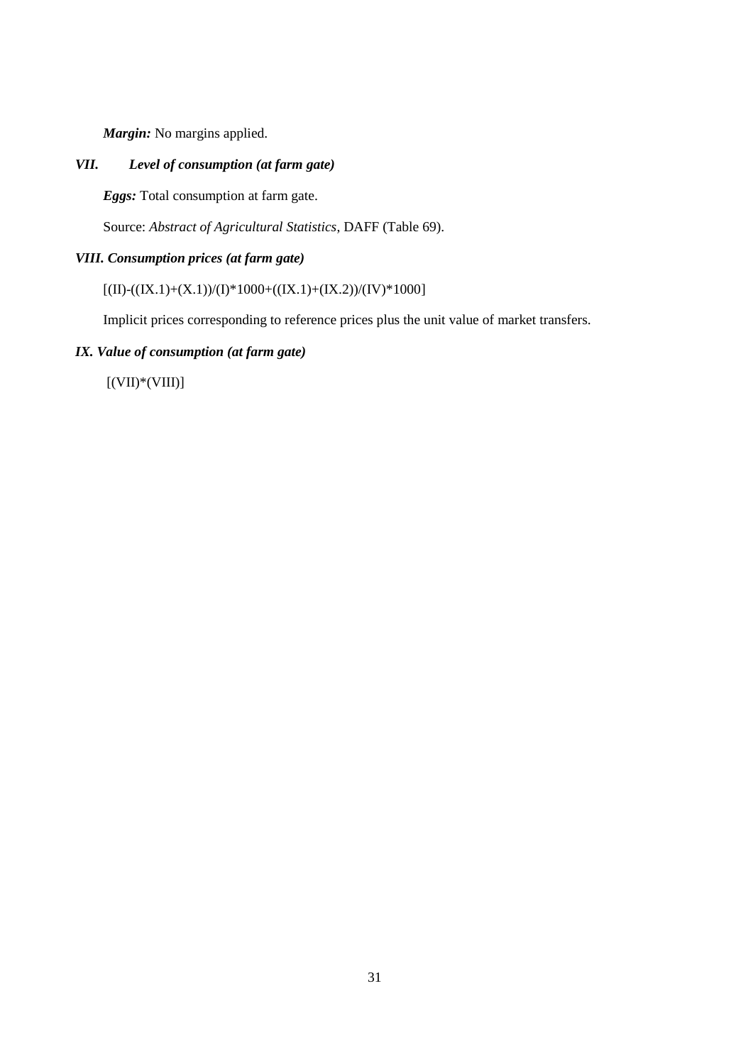***Margin:*** No margins applied.

### *VII. Level of consumption (at farm gate)*

***Eggs:*** Total consumption at farm gate.

Source: *Abstract of Agricultural Statistics*, DAFF (Table 69).

### *VIII. Consumption prices (at farm gate)*

[(II)-((IX.1)+(X.1))/(I)*1000+((IX.1)+(IX.2))/(IV)*1000]

Implicit prices corresponding to reference prices plus the unit value of market transfers.

### *IX. Value of consumption (at farm gate)*

[(VII)*(VIII)]